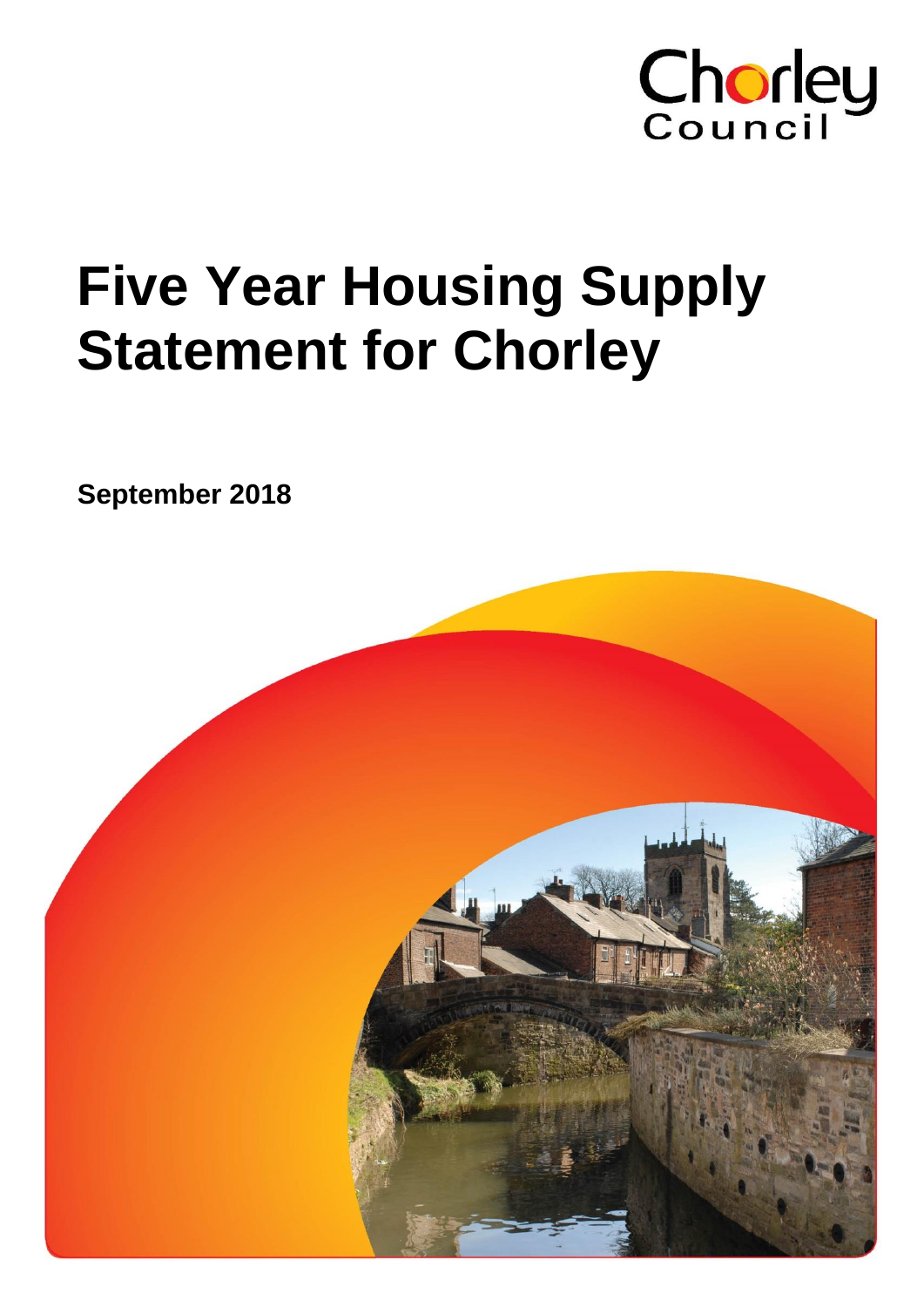Chorley Council

# Five Year Housing Supply Statement for Chorley

**September 2018**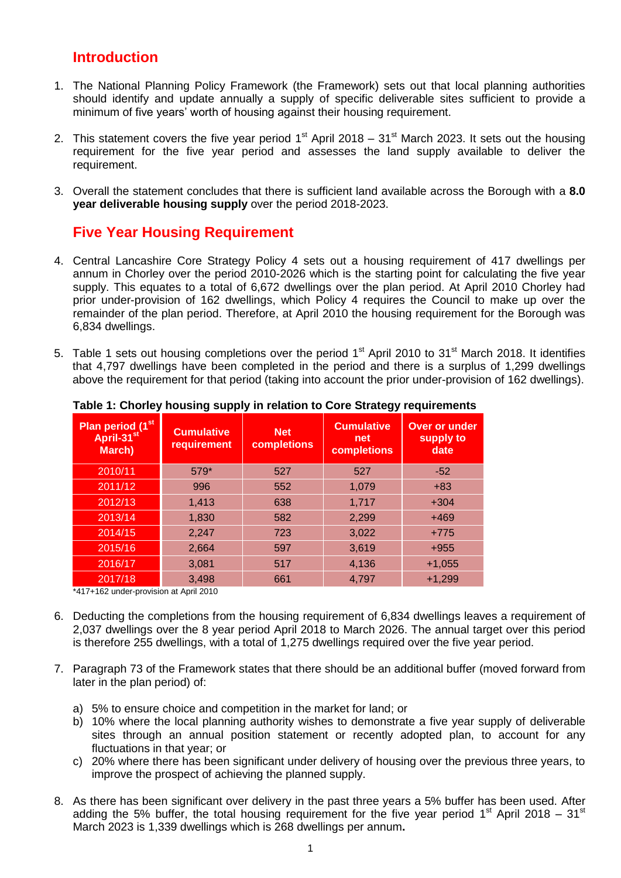## Introduction

1. The National Planning Policy Framework (the Framework) sets out that local planning authorities should identify and update annually a supply of specific deliverable sites sufficient to provide a minimum of five years' worth of housing against their housing requirement.

2. This statement covers the five year period 1st April 2018 – 31st March 2023. It sets out the housing requirement for the five year period and assesses the land supply available to deliver the requirement.

3. Overall the statement concludes that there is sufficient land available across the Borough with a **8.0 year deliverable housing supply** over the period 2018-2023.

## Five Year Housing Requirement

4. Central Lancashire Core Strategy Policy 4 sets out a housing requirement of 417 dwellings per annum in Chorley over the period 2010-2026 which is the starting point for calculating the five year supply. This equates to a total of 6,672 dwellings over the plan period. At April 2010 Chorley had prior under-provision of 162 dwellings, which Policy 4 requires the Council to make up over the remainder of the plan period. Therefore, at April 2010 the housing requirement for the Borough was 6,834 dwellings.

5. Table 1 sets out housing completions over the period 1st April 2010 to 31st March 2018. It identifies that 4,797 dwellings have been completed in the period and there is a surplus of 1,299 dwellings above the requirement for that period (taking into account the prior under-provision of 162 dwellings).

**Table 1: Chorley housing supply in relation to Core Strategy requirements**

| Plan period (1st April-31st March) | Cumulative requirement | Net completions | Cumulative net completions | Over or under supply to date |
|---|---|---|---|---|
| 2010/11 | 579* | 527 | 527 | -52 |
| 2011/12 | 996 | 552 | 1,079 | +83 |
| 2012/13 | 1,413 | 638 | 1,717 | +304 |
| 2013/14 | 1,830 | 582 | 2,299 | +469 |
| 2014/15 | 2,247 | 723 | 3,022 | +775 |
| 2015/16 | 2,664 | 597 | 3,619 | +955 |
| 2016/17 | 3,081 | 517 | 4,136 | +1,055 |
| 2017/18 | 3,498 | 661 | 4,797 | +1,299 |

*417+162 under-provision at April 2010

6. Deducting the completions from the housing requirement of 6,834 dwellings leaves a requirement of 2,037 dwellings over the 8 year period April 2018 to March 2026. The annual target over this period is therefore 255 dwellings, with a total of 1,275 dwellings required over the five year period.

7. Paragraph 73 of the Framework states that there should be an additional buffer (moved forward from later in the plan period) of:

   a) 5% to ensure choice and competition in the market for land; or
   b) 10% where the local planning authority wishes to demonstrate a five year supply of deliverable sites through an annual position statement or recently adopted plan, to account for any fluctuations in that year; or
   c) 20% where there has been significant under delivery of housing over the previous three years, to improve the prospect of achieving the planned supply.

8. As there has been significant over delivery in the past three years a 5% buffer has been used. After adding the 5% buffer, the total housing requirement for the five year period 1st April 2018 – 31st March 2023 is 1,339 dwellings which is 268 dwellings per annum**.**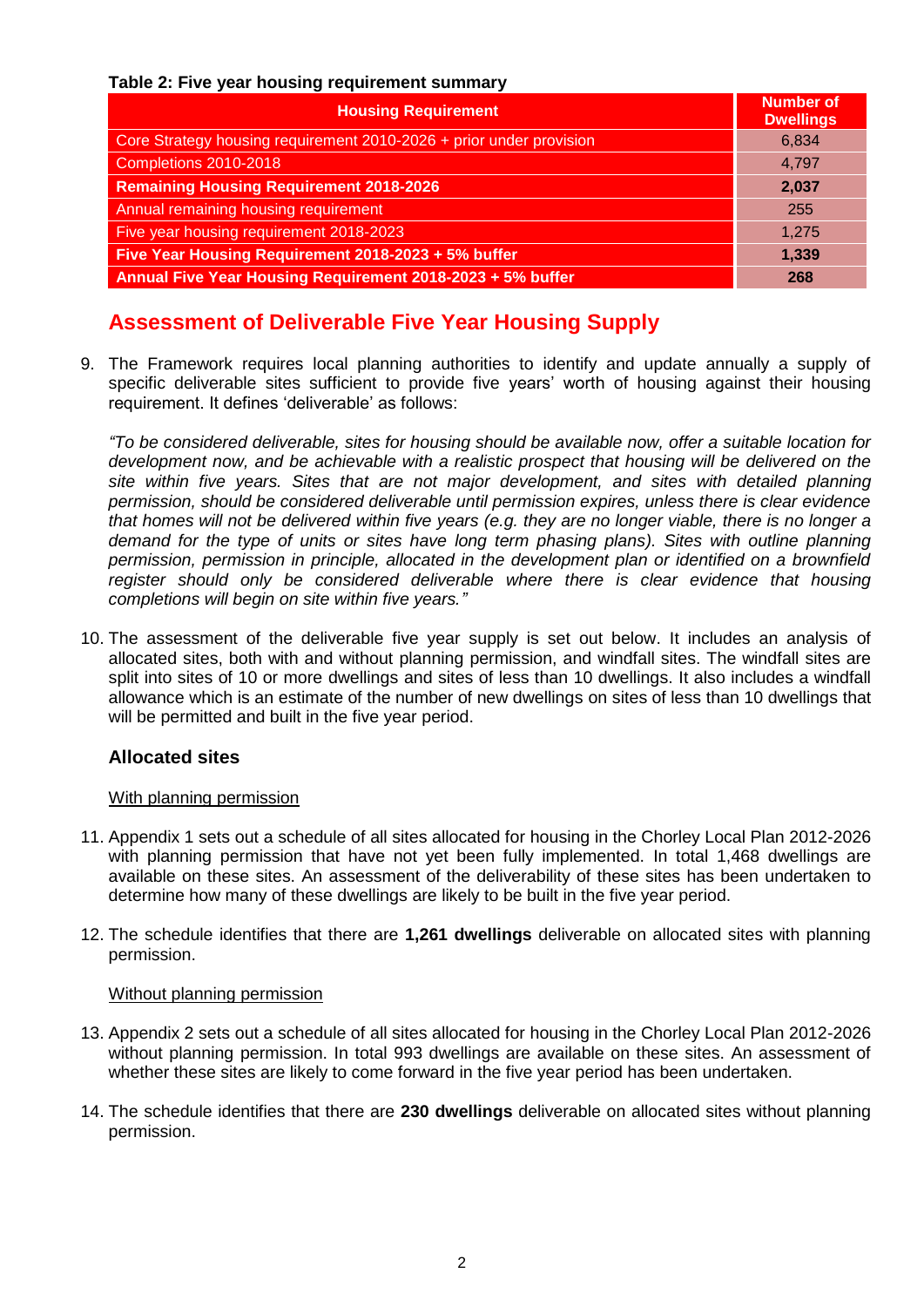**Table 2: Five year housing requirement summary**

| Housing Requirement | Number of Dwellings |
|---|---|
| Core Strategy housing requirement 2010-2026 + prior under provision | 6,834 |
| Completions 2010-2018 | 4,797 |
| **Remaining Housing Requirement 2018-2026** | **2,037** |
| Annual remaining housing requirement | 255 |
| Five year housing requirement 2018-2023 | 1,275 |
| **Five Year Housing Requirement 2018-2023 + 5% buffer** | **1,339** |
| **Annual Five Year Housing Requirement 2018-2023 + 5% buffer** | **268** |

## Assessment of Deliverable Five Year Housing Supply

9. The Framework requires local planning authorities to identify and update annually a supply of specific deliverable sites sufficient to provide five years' worth of housing against their housing requirement. It defines 'deliverable' as follows:

*"To be considered deliverable, sites for housing should be available now, offer a suitable location for development now, and be achievable with a realistic prospect that housing will be delivered on the site within five years. Sites that are not major development, and sites with detailed planning permission, should be considered deliverable until permission expires, unless there is clear evidence that homes will not be delivered within five years (e.g. they are no longer viable, there is no longer a demand for the type of units or sites have long term phasing plans). Sites with outline planning permission, permission in principle, allocated in the development plan or identified on a brownfield register should only be considered deliverable where there is clear evidence that housing completions will begin on site within five years."*

10. The assessment of the deliverable five year supply is set out below. It includes an analysis of allocated sites, both with and without planning permission, and windfall sites. The windfall sites are split into sites of 10 or more dwellings and sites of less than 10 dwellings. It also includes a windfall allowance which is an estimate of the number of new dwellings on sites of less than 10 dwellings that will be permitted and built in the five year period.

### Allocated sites

With planning permission

11. Appendix 1 sets out a schedule of all sites allocated for housing in the Chorley Local Plan 2012-2026 with planning permission that have not yet been fully implemented. In total 1,468 dwellings are available on these sites. An assessment of the deliverability of these sites has been undertaken to determine how many of these dwellings are likely to be built in the five year period.

12. The schedule identifies that there are **1,261 dwellings** deliverable on allocated sites with planning permission.

Without planning permission

13. Appendix 2 sets out a schedule of all sites allocated for housing in the Chorley Local Plan 2012-2026 without planning permission. In total 993 dwellings are available on these sites. An assessment of whether these sites are likely to come forward in the five year period has been undertaken.

14. The schedule identifies that there are **230 dwellings** deliverable on allocated sites without planning permission.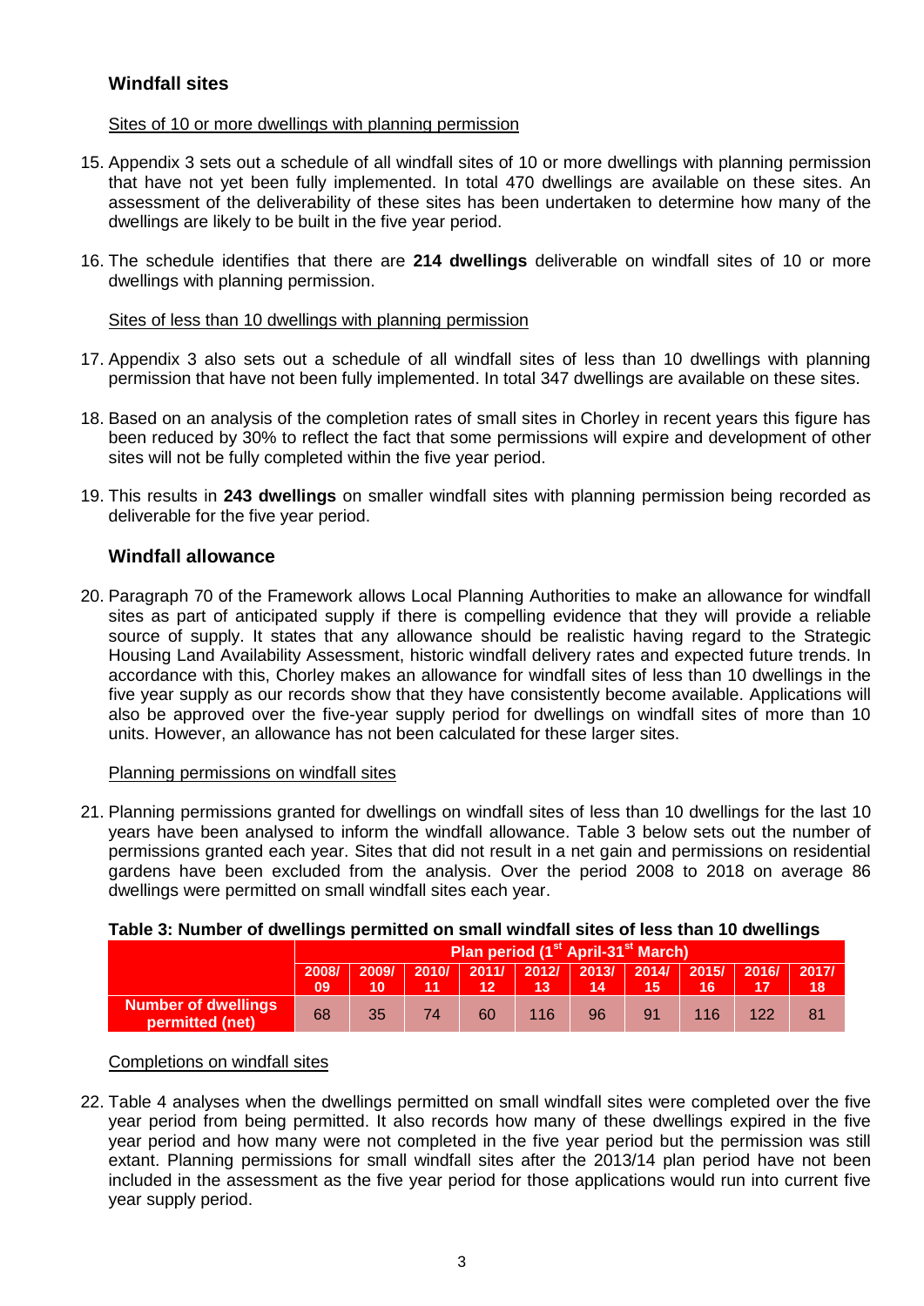## Windfall sites

Sites of 10 or more dwellings with planning permission

15. Appendix 3 sets out a schedule of all windfall sites of 10 or more dwellings with planning permission that have not yet been fully implemented. In total 470 dwellings are available on these sites. An assessment of the deliverability of these sites has been undertaken to determine how many of the dwellings are likely to be built in the five year period.

16. The schedule identifies that there are **214 dwellings** deliverable on windfall sites of 10 or more dwellings with planning permission.

Sites of less than 10 dwellings with planning permission

17. Appendix 3 also sets out a schedule of all windfall sites of less than 10 dwellings with planning permission that have not been fully implemented. In total 347 dwellings are available on these sites.

18. Based on an analysis of the completion rates of small sites in Chorley in recent years this figure has been reduced by 30% to reflect the fact that some permissions will expire and development of other sites will not be fully completed within the five year period.

19. This results in **243 dwellings** on smaller windfall sites with planning permission being recorded as deliverable for the five year period.

## Windfall allowance

20. Paragraph 70 of the Framework allows Local Planning Authorities to make an allowance for windfall sites as part of anticipated supply if there is compelling evidence that they will provide a reliable source of supply. It states that any allowance should be realistic having regard to the Strategic Housing Land Availability Assessment, historic windfall delivery rates and expected future trends. In accordance with this, Chorley makes an allowance for windfall sites of less than 10 dwellings in the five year supply as our records show that they have consistently become available. Applications will also be approved over the five-year supply period for dwellings on windfall sites of more than 10 units. However, an allowance has not been calculated for these larger sites.

Planning permissions on windfall sites

21. Planning permissions granted for dwellings on windfall sites of less than 10 dwellings for the last 10 years have been analysed to inform the windfall allowance. Table 3 below sets out the number of permissions granted each year. Sites that did not result in a net gain and permissions on residential gardens have been excluded from the analysis. Over the period 2008 to 2018 on average 86 dwellings were permitted on small windfall sites each year.

**Table 3: Number of dwellings permitted on small windfall sites of less than 10 dwellings**

| | Plan period (1st April-31st March) | | | | | | | | | |
|---|---|---|---|---|---|---|---|---|---|---|
| | 2008/09 | 2009/10 | 2010/11 | 2011/12 | 2012/13 | 2013/14 | 2014/15 | 2015/16 | 2016/17 | 2017/18 |
| **Number of dwellings permitted (net)** | 68 | 35 | 74 | 60 | 116 | 96 | 91 | 116 | 122 | 81 |

Completions on windfall sites

22. Table 4 analyses when the dwellings permitted on small windfall sites were completed over the five year period from being permitted. It also records how many of these dwellings expired in the five year period and how many were not completed in the five year period but the permission was still extant. Planning permissions for small windfall sites after the 2013/14 plan period have not been included in the assessment as the five year period for those applications would run into current five year supply period.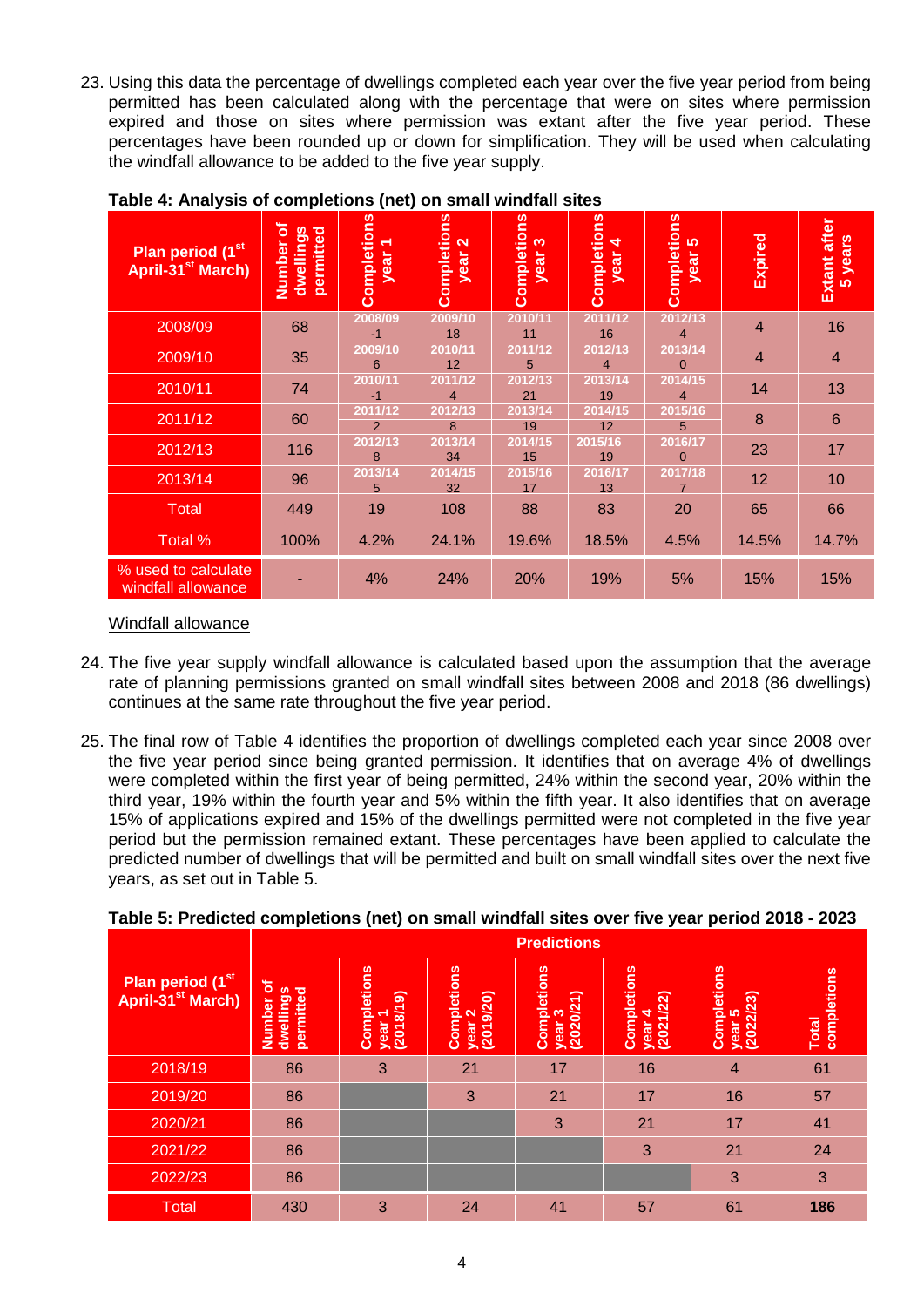23. Using this data the percentage of dwellings completed each year over the five year period from being permitted has been calculated along with the percentage that were on sites where permission expired and those on sites where permission was extant after the five year period. These percentages have been rounded up or down for simplification. They will be used when calculating the windfall allowance to be added to the five year supply.

**Table 4: Analysis of completions (net) on small windfall sites**

| Plan period (1st April-31st March) | Number of dwellings permitted | Completions year 1 | Completions year 2 | Completions year 3 | Completions year 4 | Completions year 5 | Expired | Extant after 5 years |
|---|---|---|---|---|---|---|---|---|
| 2008/09 | 68 | 2008/09 -1 | 2009/10 18 | 2010/11 11 | 2011/12 16 | 2012/13 4 | 4 | 16 |
| 2009/10 | 35 | 2009/10 6 | 2010/11 12 | 2011/12 5 | 2012/13 4 | 2013/14 0 | 4 | 4 |
| 2010/11 | 74 | 2010/11 -1 | 2011/12 4 | 2012/13 21 | 2013/14 19 | 2014/15 4 | 14 | 13 |
| 2011/12 | 60 | 2011/12 2 | 2012/13 8 | 2013/14 19 | 2014/15 12 | 2015/16 5 | 8 | 6 |
| 2012/13 | 116 | 2012/13 8 | 2013/14 34 | 2014/15 15 | 2015/16 19 | 2016/17 0 | 23 | 17 |
| 2013/14 | 96 | 2013/14 5 | 2014/15 32 | 2015/16 17 | 2016/17 13 | 2017/18 7 | 12 | 10 |
| Total | 449 | 19 | 108 | 88 | 83 | 20 | 65 | 66 |
| Total % | 100% | 4.2% | 24.1% | 19.6% | 18.5% | 4.5% | 14.5% | 14.7% |
| % used to calculate windfall allowance | - | 4% | 24% | 20% | 19% | 5% | 15% | 15% |

Windfall allowance

24. The five year supply windfall allowance is calculated based upon the assumption that the average rate of planning permissions granted on small windfall sites between 2008 and 2018 (86 dwellings) continues at the same rate throughout the five year period.

25. The final row of Table 4 identifies the proportion of dwellings completed each year since 2008 over the five year period since being granted permission. It identifies that on average 4% of dwellings were completed within the first year of being permitted, 24% within the second year, 20% within the third year, 19% within the fourth year and 5% within the fifth year. It also identifies that on average 15% of applications expired and 15% of the dwellings permitted were not completed in the five year period but the permission remained extant. These percentages have been applied to calculate the predicted number of dwellings that will be permitted and built on small windfall sites over the next five years, as set out in Table 5.

**Table 5: Predicted completions (net) on small windfall sites over five year period 2018 - 2023**

| Plan period (1st April-31st March) | Predictions | | | | | | |
|---|---|---|---|---|---|---|---|
| | Number of dwellings permitted | Completions year 1 (2018/19) | Completions year 2 (2019/20) | Completions year 3 (2020/21) | Completions year 4 (2021/22) | Completions year 5 (2022/23) | Total completions |
| 2018/19 | 86 | 3 | 21 | 17 | 16 | 4 | 61 |
| 2019/20 | 86 | | 3 | 21 | 17 | 16 | 57 |
| 2020/21 | 86 | | | 3 | 21 | 17 | 41 |
| 2021/22 | 86 | | | | 3 | 21 | 24 |
| 2022/23 | 86 | | | | | 3 | 3 |
| Total | 430 | 3 | 24 | 41 | 57 | 61 | **186** |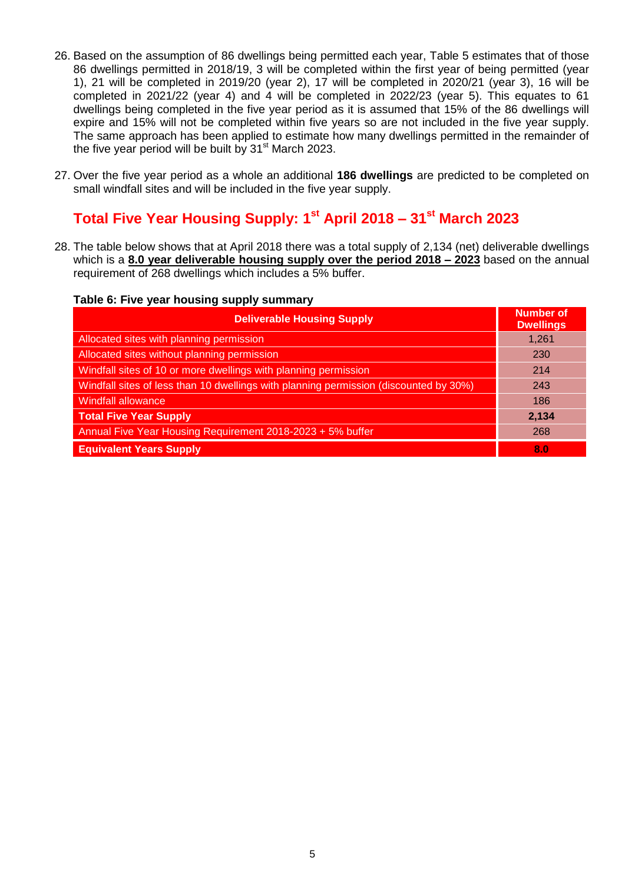26. Based on the assumption of 86 dwellings being permitted each year, Table 5 estimates that of those 86 dwellings permitted in 2018/19, 3 will be completed within the first year of being permitted (year 1), 21 will be completed in 2019/20 (year 2), 17 will be completed in 2020/21 (year 3), 16 will be completed in 2021/22 (year 4) and 4 will be completed in 2022/23 (year 5). This equates to 61 dwellings being completed in the five year period as it is assumed that 15% of the 86 dwellings will expire and 15% will not be completed within five years so are not included in the five year supply. The same approach has been applied to estimate how many dwellings permitted in the remainder of the five year period will be built by 31st March 2023.

27. Over the five year period as a whole an additional **186 dwellings** are predicted to be completed on small windfall sites and will be included in the five year supply.

## Total Five Year Housing Supply: 1st April 2018 – 31st March 2023

28. The table below shows that at April 2018 there was a total supply of 2,134 (net) deliverable dwellings which is a **8.0 year deliverable housing supply over the period 2018 – 2023** based on the annual requirement of 268 dwellings which includes a 5% buffer.

**Table 6: Five year housing supply summary**

| Deliverable Housing Supply | Number of Dwellings |
|---|---|
| Allocated sites with planning permission | 1,261 |
| Allocated sites without planning permission | 230 |
| Windfall sites of 10 or more dwellings with planning permission | 214 |
| Windfall sites of less than 10 dwellings with planning permission (discounted by 30%) | 243 |
| Windfall allowance | 186 |
| **Total Five Year Supply** | **2,134** |
| Annual Five Year Housing Requirement 2018-2023 + 5% buffer | 268 |
| **Equivalent Years Supply** | **8.0** |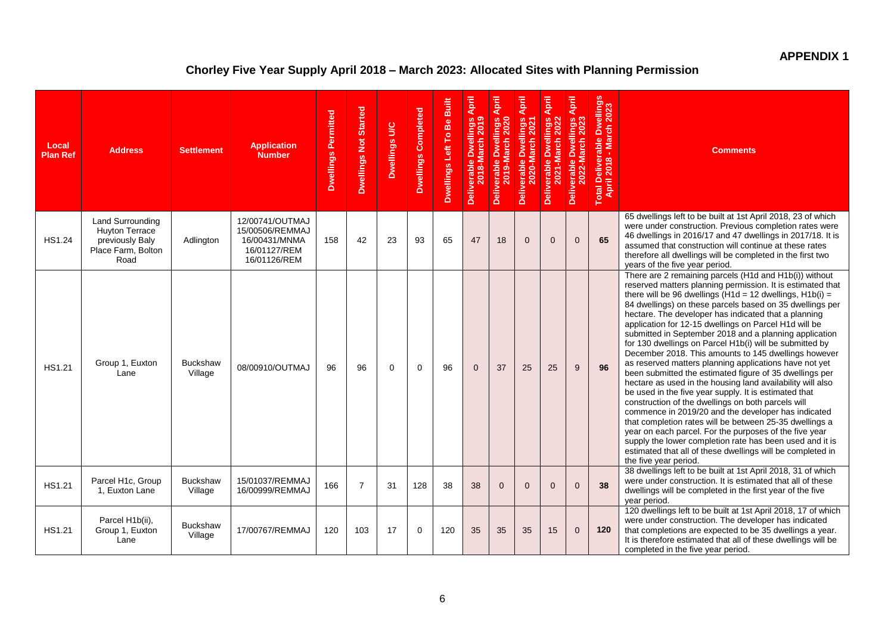**APPENDIX 1**

## Chorley Five Year Supply April 2018 – March 2023: Allocated Sites with Planning Permission

| Local Plan Ref | Address | Settlement | Application Number | Dwellings Permitted | Dwellings Not Started | Dwellings U/C | Dwellings Completed | Dwellings Left To Be Built | Deliverable Dwellings April 2018-March 2019 | Deliverable Dwellings April 2019-March 2020 | Deliverable Dwellings April 2020-March 2021 | Deliverable Dwellings April 2021-March 2022 | Deliverable Dwellings April 2022-March 2023 | Total Deliverable Dwellings April 2018 - March 2023 | Comments |
|---|---|---|---|---|---|---|---|---|---|---|---|---|---|---|---|
| HS1.24 | Land Surrounding Huyton Terrace previously Baly Place Farm, Bolton Road | Adlington | 12/00741/OUTMAJ 15/00506/REMMAJ 16/00431/MNMA 16/01127/REM 16/01126/REM | 158 | 42 | 23 | 93 | 65 | 47 | 18 | 0 | 0 | 0 | 65 | 65 dwellings left to be built at 1st April 2018, 23 of which were under construction. Previous completion rates were 46 dwellings in 2016/17 and 47 dwellings in 2017/18. It is assumed that construction will continue at these rates therefore all dwellings will be completed in the first two years of the five year period. |
| HS1.21 | Group 1, Euxton Lane | Buckshaw Village | 08/00910/OUTMAJ | 96 | 96 | 0 | 0 | 96 | 0 | 37 | 25 | 25 | 9 | 96 | There are 2 remaining parcels (H1d and H1b(i)) without reserved matters planning permission. It is estimated that there will be 96 dwellings (H1d = 12 dwellings, H1b(i) = 84 dwellings) on these parcels based on 35 dwellings per hectare. The developer has indicated that a planning application for 12-15 dwellings on Parcel H1d will be submitted in September 2018 and a planning application for 130 dwellings on Parcel H1b(i) will be submitted by December 2018. This amounts to 145 dwellings however as reserved matters planning applications have not yet been submitted the estimated figure of 35 dwellings per hectare as used in the housing land availability will also be used in the five year supply. It is estimated that construction of the dwellings on both parcels will commence in 2019/20 and the developer has indicated that completion rates will be between 25-35 dwellings a year on each parcel. For the purposes of the five year supply the lower completion rate has been used and it is estimated that all of these dwellings will be completed in the five year period. |
| HS1.21 | Parcel H1c, Group 1, Euxton Lane | Buckshaw Village | 15/01037/REMMAJ 16/00999/REMMAJ | 166 | 7 | 31 | 128 | 38 | 38 | 0 | 0 | 0 | 0 | 38 | 38 dwellings left to be built at 1st April 2018, 31 of which were under construction. It is estimated that all of these dwellings will be completed in the first year of the five year period. |
| HS1.21 | Parcel H1b(ii), Group 1, Euxton Lane | Buckshaw Village | 17/00767/REMMAJ | 120 | 103 | 17 | 0 | 120 | 35 | 35 | 35 | 15 | 0 | 120 | 120 dwellings left to be built at 1st April 2018, 17 of which were under construction. The developer has indicated that completions are expected to be 35 dwellings a year. It is therefore estimated that all of these dwellings will be completed in the five year period. |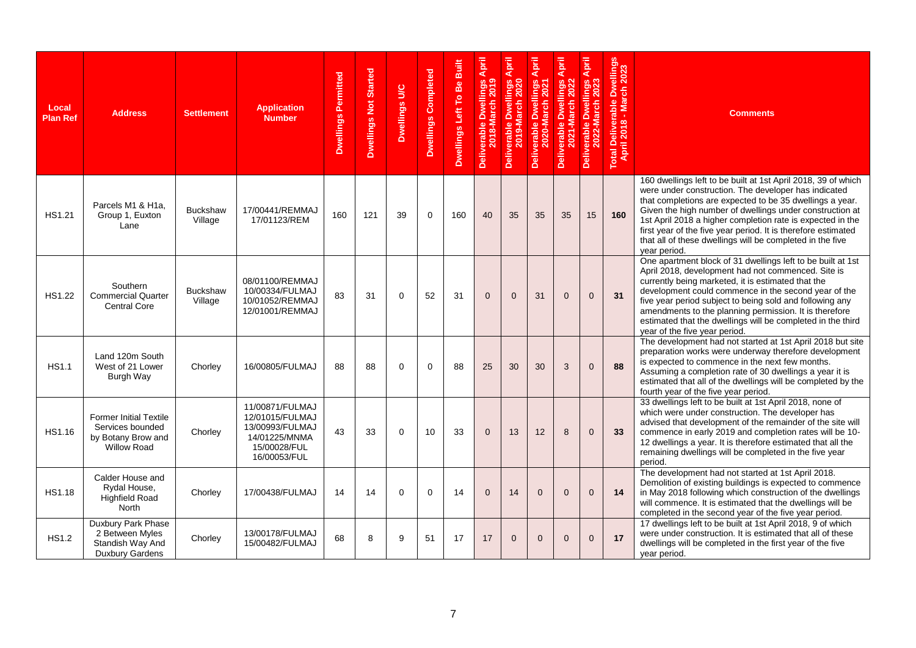| Local Plan Ref | Address | Settlement | Application Number | Dwellings Permitted | Dwellings Not Started | Dwellings U/C | Dwellings Completed | Dwellings Left To Be Built | Deliverable Dwellings April 2018-March 2019 | Deliverable Dwellings April 2019-March 2020 | Deliverable Dwellings April 2020-March 2021 | Deliverable Dwellings April 2021-March 2022 | Deliverable Dwellings April 2022-March 2023 | Total Deliverable Dwellings April 2018 - March 2023 | Comments |
|---|---|---|---|---|---|---|---|---|---|---|---|---|---|---|---|
| HS1.21 | Parcels M1 & H1a, Group 1, Euxton Lane | Buckshaw Village | 17/00441/REMMAJ 17/01123/REM | 160 | 121 | 39 | 0 | 160 | 40 | 35 | 35 | 35 | 15 | **160** | 160 dwellings left to be built at 1st April 2018, 39 of which were under construction. The developer has indicated that completions are expected to be 35 dwellings a year. Given the high number of dwellings under construction at 1st April 2018 a higher completion rate is expected in the first year of the five year period. It is therefore estimated that all of these dwellings will be completed in the five year period. |
| HS1.22 | Southern Commercial Quarter Central Core | Buckshaw Village | 08/01100/REMMAJ 10/00334/FULMAJ 10/01052/REMMAJ 12/01001/REMMAJ | 83 | 31 | 0 | 52 | 31 | 0 | 0 | 31 | 0 | 0 | **31** | One apartment block of 31 dwellings left to be built at 1st April 2018, development had not commenced. Site is currently being marketed, it is estimated that the development could commence in the second year of the five year period subject to being sold and following any amendments to the planning permission. It is therefore estimated that the dwellings will be completed in the third year of the five year period. |
| HS1.1 | Land 120m South West of 21 Lower Burgh Way | Chorley | 16/00805/FULMAJ | 88 | 88 | 0 | 0 | 88 | 25 | 30 | 30 | 3 | 0 | **88** | The development had not started at 1st April 2018 but site preparation works were underway therefore development is expected to commence in the next few months. Assuming a completion rate of 30 dwellings a year it is estimated that all of the dwellings will be completed by the fourth year of the five year period. |
| HS1.16 | Former Initial Textile Services bounded by Botany Brow and Willow Road | Chorley | 11/00871/FULMAJ 12/01015/FULMAJ 13/00993/FULMAJ 14/01225/MNMA 15/00028/FUL 16/00053/FUL | 43 | 33 | 0 | 10 | 33 | 0 | 13 | 12 | 8 | 0 | **33** | 33 dwellings left to be built at 1st April 2018, none of which were under construction. The developer has advised that development of the remainder of the site will commence in early 2019 and completion rates will be 10-12 dwellings a year. It is therefore estimated that all the remaining dwellings will be completed in the five year period. |
| HS1.18 | Calder House and Rydal House, Highfield Road North | Chorley | 17/00438/FULMAJ | 14 | 14 | 0 | 0 | 14 | 0 | 14 | 0 | 0 | 0 | **14** | The development had not started at 1st April 2018. Demolition of existing buildings is expected to commence in May 2018 following which construction of the dwellings will commence. It is estimated that the dwellings will be completed in the second year of the five year period. |
| HS1.2 | Duxbury Park Phase 2 Between Myles Standish Way And Duxbury Gardens | Chorley | 13/00178/FULMAJ 15/00482/FULMAJ | 68 | 8 | 9 | 51 | 17 | 17 | 0 | 0 | 0 | 0 | **17** | 17 dwellings left to be built at 1st April 2018, 9 of which were under construction. It is estimated that all of these dwellings will be completed in the first year of the five year period. |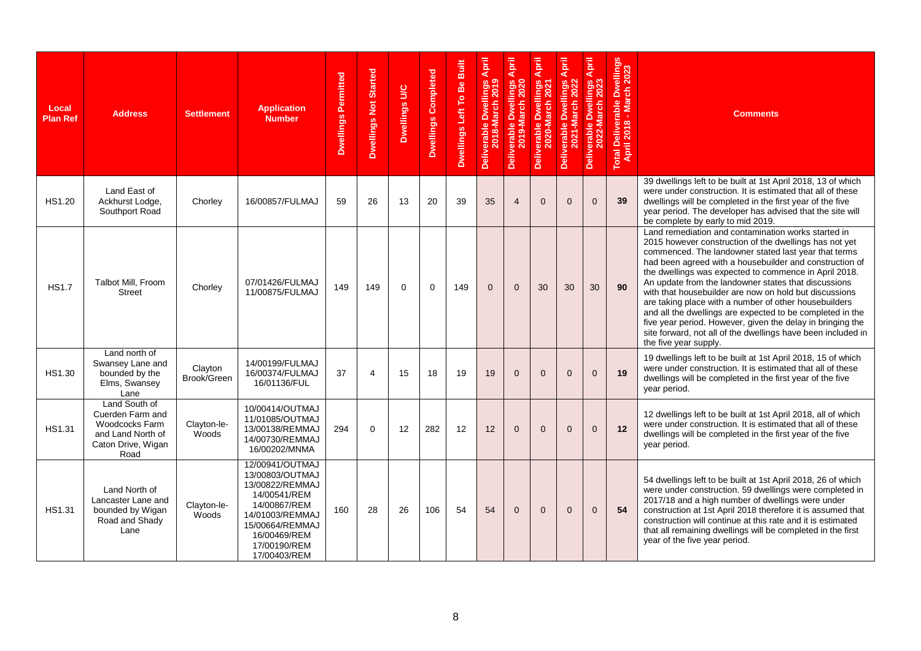| Local Plan Ref | Address | Settlement | Application Number | Dwellings Permitted | Dwellings Not Started | Dwellings U/C | Dwellings Completed | Dwellings Left To Be Built | Deliverable Dwellings April 2018-March 2019 | Deliverable Dwellings April 2019-March 2020 | Deliverable Dwellings April 2020-March 2021 | Deliverable Dwellings April 2021-March 2022 | Deliverable Dwellings April 2022-March 2023 | Total Deliverable Dwellings April 2018 - March 2023 | Comments |
|---|---|---|---|---|---|---|---|---|---|---|---|---|---|---|---|
| HS1.20 | Land East of Ackhurst Lodge, Southport Road | Chorley | 16/00857/FULMAJ | 59 | 26 | 13 | 20 | 39 | 35 | 4 | 0 | 0 | 0 | **39** | 39 dwellings left to be built at 1st April 2018, 13 of which were under construction. It is estimated that all of these dwellings will be completed in the first year of the five year period. The developer has advised that the site will be complete by early to mid 2019. |
| HS1.7 | Talbot Mill, Froom Street | Chorley | 07/01426/FULMAJ 11/00875/FULMAJ | 149 | 149 | 0 | 0 | 149 | 0 | 0 | 30 | 30 | 30 | **90** | Land remediation and contamination works started in 2015 however construction of the dwellings has not yet commenced. The landowner stated last year that terms had been agreed with a housebuilder and construction of the dwellings was expected to commence in April 2018. An update from the landowner states that discussions with that housebuilder are now on hold but discussions are taking place with a number of other housebuilders and all the dwellings are expected to be completed in the five year period. However, given the delay in bringing the site forward, not all of the dwellings have been included in the five year supply. |
| HS1.30 | Land north of Swansey Lane and bounded by the Elms, Swansey Lane | Clayton Brook/Green | 14/00199/FULMAJ 16/00374/FULMAJ 16/01136/FUL | 37 | 4 | 15 | 18 | 19 | 19 | 0 | 0 | 0 | 0 | **19** | 19 dwellings left to be built at 1st April 2018, 15 of which were under construction. It is estimated that all of these dwellings will be completed in the first year of the five year period. |
| HS1.31 | Land South of Cuerden Farm and Woodcocks Farm and Land North of Caton Drive, Wigan Road | Clayton-le-Woods | 10/00414/OUTMAJ 11/01085/OUTMAJ 13/00138/REMMAJ 14/00730/REMMAJ 16/00202/MNMA | 294 | 0 | 12 | 282 | 12 | 12 | 0 | 0 | 0 | 0 | **12** | 12 dwellings left to be built at 1st April 2018, all of which were under construction. It is estimated that all of these dwellings will be completed in the first year of the five year period. |
| HS1.31 | Land North of Lancaster Lane and bounded by Wigan Road and Shady Lane | Clayton-le-Woods | 12/00941/OUTMAJ 13/00803/OUTMAJ 13/00822/REMMAJ 14/00541/REM 14/00867/REM 14/01003/REMMAJ 15/00664/REMMAJ 16/00469/REM 17/00190/REM 17/00403/REM | 160 | 28 | 26 | 106 | 54 | 54 | 0 | 0 | 0 | 0 | **54** | 54 dwellings left to be built at 1st April 2018, 26 of which were under construction. 59 dwellings were completed in 2017/18 and a high number of dwellings were under construction at 1st April 2018 therefore it is assumed that construction will continue at this rate and it is estimated that all remaining dwellings will be completed in the first year of the five year period. |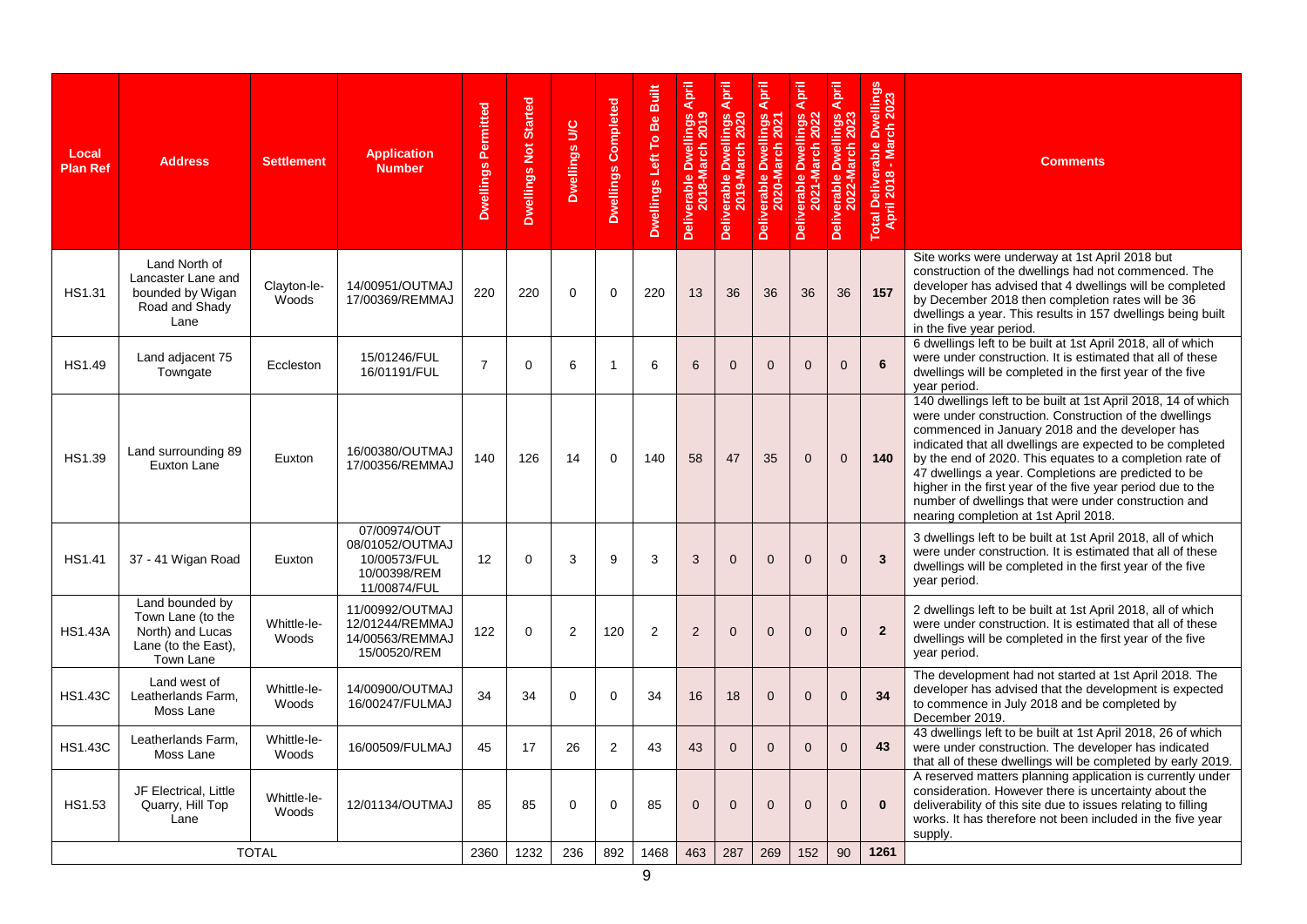| Local Plan Ref | Address | Settlement | Application Number | Dwellings Permitted | Dwellings Not Started | Dwellings U/C | Dwellings Completed | Dwellings Left To Be Built | Deliverable Dwellings April 2018-March 2019 | Deliverable Dwellings April 2019-March 2020 | Deliverable Dwellings April 2020-March 2021 | Deliverable Dwellings April 2021-March 2022 | Deliverable Dwellings April 2022-March 2023 | Total Deliverable Dwellings April 2018 - March 2023 | Comments |
|---|---|---|---|---|---|---|---|---|---|---|---|---|---|---|---|
| HS1.31 | Land North of Lancaster Lane and bounded by Wigan Road and Shady Lane | Clayton-le-Woods | 14/00951/OUTMAJ 17/00369/REMMAJ | 220 | 220 | 0 | 0 | 220 | 13 | 36 | 36 | 36 | 36 | **157** | Site works were underway at 1st April 2018 but construction of the dwellings had not commenced. The developer has advised that 4 dwellings will be completed by December 2018 then completion rates will be 36 dwellings a year. This results in 157 dwellings being built in the five year period. |
| HS1.49 | Land adjacent 75 Towngate | Eccleston | 15/01246/FUL 16/01191/FUL | 7 | 0 | 6 | 1 | 6 | 6 | 0 | 0 | 0 | 0 | **6** | 6 dwellings left to be built at 1st April 2018, all of which were under construction. It is estimated that all of these dwellings will be completed in the first year of the five year period. |
| HS1.39 | Land surrounding 89 Euxton Lane | Euxton | 16/00380/OUTMAJ 17/00356/REMMAJ | 140 | 126 | 14 | 0 | 140 | 58 | 47 | 35 | 0 | 0 | **140** | 140 dwellings left to be built at 1st April 2018, 14 of which were under construction. Construction of the dwellings commenced in January 2018 and the developer has indicated that all dwellings are expected to be completed by the end of 2020. This equates to a completion rate of 47 dwellings a year. Completions are predicted to be higher in the first year of the five year period due to the number of dwellings that were under construction and nearing completion at 1st April 2018. |
| HS1.41 | 37 - 41 Wigan Road | Euxton | 07/00974/OUT 08/01052/OUTMAJ 10/00573/FUL 10/00398/REM 11/00874/FUL | 12 | 0 | 3 | 9 | 3 | 3 | 0 | 0 | 0 | 0 | **3** | 3 dwellings left to be built at 1st April 2018, all of which were under construction. It is estimated that all of these dwellings will be completed in the first year of the five year period. |
| HS1.43A | Land bounded by Town Lane (to the North) and Lucas Lane (to the East), Town Lane | Whittle-le-Woods | 11/00992/OUTMAJ 12/01244/REMMAJ 14/00563/REMMAJ 15/00520/REM | 122 | 0 | 2 | 120 | 2 | 2 | 0 | 0 | 0 | 0 | **2** | 2 dwellings left to be built at 1st April 2018, all of which were under construction. It is estimated that all of these dwellings will be completed in the first year of the five year period. |
| HS1.43C | Land west of Leatherlands Farm, Moss Lane | Whittle-le-Woods | 14/00900/OUTMAJ 16/00247/FULMAJ | 34 | 34 | 0 | 0 | 34 | 16 | 18 | 0 | 0 | 0 | **34** | The development had not started at 1st April 2018. The developer has advised that the development is expected to commence in July 2018 and be completed by December 2019. |
| HS1.43C | Leatherlands Farm, Moss Lane | Whittle-le-Woods | 16/00509/FULMAJ | 45 | 17 | 26 | 2 | 43 | 43 | 0 | 0 | 0 | 0 | **43** | 43 dwellings left to be built at 1st April 2018, 26 of which were under construction. The developer has indicated that all of these dwellings will be completed by early 2019. |
| HS1.53 | JF Electrical, Little Quarry, Hill Top Lane | Whittle-le-Woods | 12/01134/OUTMAJ | 85 | 85 | 0 | 0 | 85 | 0 | 0 | 0 | 0 | 0 | **0** | A reserved matters planning application is currently under consideration. However there is uncertainty about the deliverability of this site due to issues relating to filling works. It has therefore not been included in the five year supply. |
| TOTAL | | | | 2360 | 1232 | 236 | 892 | 1468 | 463 | 287 | 269 | 152 | 90 | **1261** | |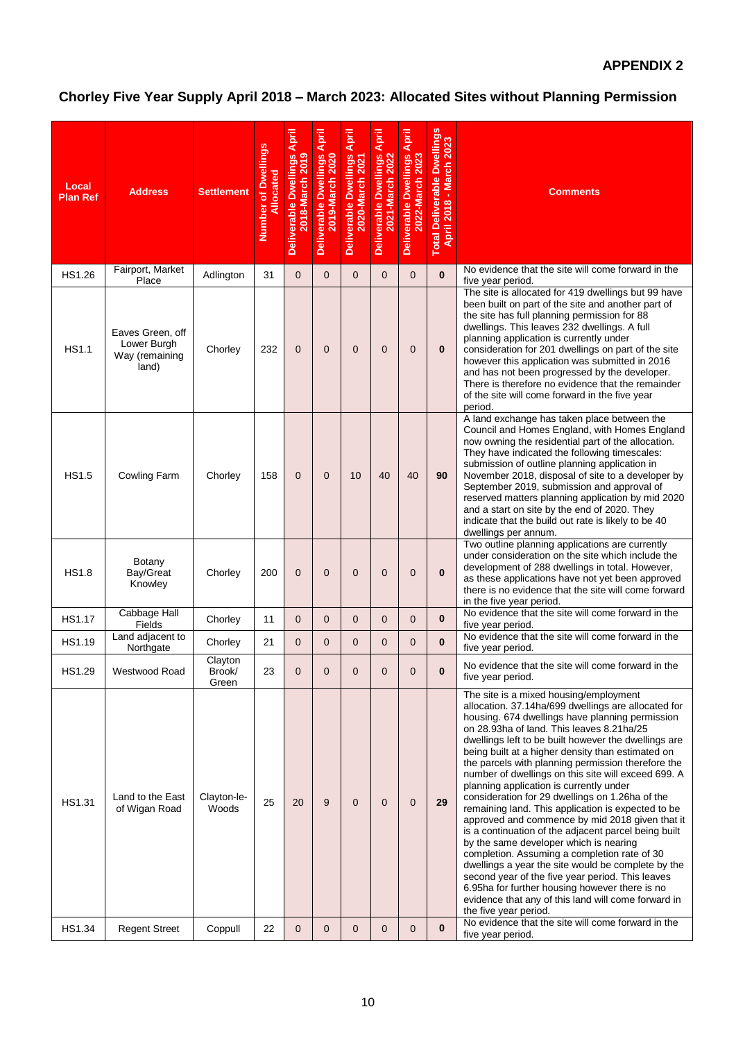**APPENDIX 2**

## Chorley Five Year Supply April 2018 – March 2023: Allocated Sites without Planning Permission

| Local Plan Ref | Address | Settlement | Number of Dwellings Allocated | Deliverable Dwellings April 2018-March 2019 | Deliverable Dwellings April 2019-March 2020 | Deliverable Dwellings April 2020-March 2021 | Deliverable Dwellings April 2021-March 2022 | Deliverable Dwellings April 2022-March 2023 | Total Deliverable Dwellings April 2018 - March 2023 | Comments |
|---|---|---|---|---|---|---|---|---|---|---|
| HS1.26 | Fairport, Market Place | Adlington | 31 | 0 | 0 | 0 | 0 | 0 | **0** | No evidence that the site will come forward in the five year period. |
| HS1.1 | Eaves Green, off Lower Burgh Way (remaining land) | Chorley | 232 | 0 | 0 | 0 | 0 | 0 | **0** | The site is allocated for 419 dwellings but 99 have been built on part of the site and another part of the site has full planning permission for 88 dwellings. This leaves 232 dwellings. A full planning application is currently under consideration for 201 dwellings on part of the site however this application was submitted in 2016 and has not been progressed by the developer. There is therefore no evidence that the remainder of the site will come forward in the five year period. |
| HS1.5 | Cowling Farm | Chorley | 158 | 0 | 0 | 10 | 40 | 40 | **90** | A land exchange has taken place between the Council and Homes England, with Homes England now owning the residential part of the allocation. They have indicated the following timescales: submission of outline planning application in November 2018, disposal of site to a developer by September 2019, submission and approval of reserved matters planning application by mid 2020 and a start on site by the end of 2020. They indicate that the build out rate is likely to be 40 dwellings per annum. |
| HS1.8 | Botany Bay/Great Knowley | Chorley | 200 | 0 | 0 | 0 | 0 | 0 | **0** | Two outline planning applications are currently under consideration on the site which include the development of 288 dwellings in total. However, as these applications have not yet been approved there is no evidence that the site will come forward in the five year period. |
| HS1.17 | Cabbage Hall Fields | Chorley | 11 | 0 | 0 | 0 | 0 | 0 | **0** | No evidence that the site will come forward in the five year period. |
| HS1.19 | Land adjacent to Northgate | Chorley | 21 | 0 | 0 | 0 | 0 | 0 | **0** | No evidence that the site will come forward in the five year period. |
| HS1.29 | Westwood Road | Clayton Brook/ Green | 23 | 0 | 0 | 0 | 0 | 0 | **0** | No evidence that the site will come forward in the five year period. |
| HS1.31 | Land to the East of Wigan Road | Clayton-le-Woods | 25 | 20 | 9 | 0 | 0 | 0 | **29** | The site is a mixed housing/employment allocation. 37.14ha/699 dwellings are allocated for housing. 674 dwellings have planning permission on 28.93ha of land. This leaves 8.21ha/25 dwellings left to be built however the dwellings are being built at a higher density than estimated on the parcels with planning permission therefore the number of dwellings on this site will exceed 699. A planning application is currently under consideration for 29 dwellings on 1.26ha of the remaining land. This application is expected to be approved and commence by mid 2018 given that it is a continuation of the adjacent parcel being built by the same developer which is nearing completion. Assuming a completion rate of 30 dwellings a year the site would be complete by the second year of the five year period. This leaves 6.95ha for further housing however there is no evidence that any of this land will come forward in the five year period. |
| HS1.34 | Regent Street | Coppull | 22 | 0 | 0 | 0 | 0 | 0 | **0** | No evidence that the site will come forward in the five year period. |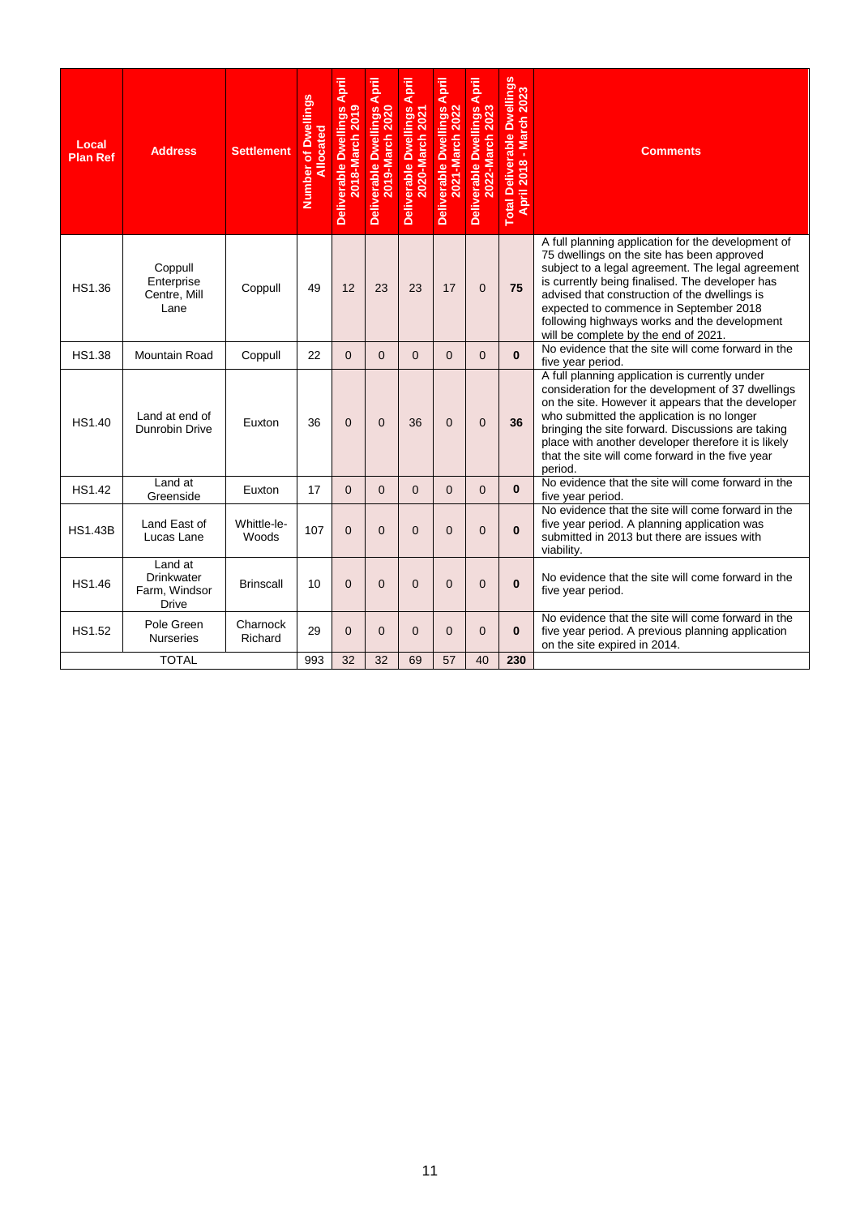| Local Plan Ref | Address | Settlement | Number of Dwellings Allocated | Deliverable Dwellings April 2018-March 2019 | Deliverable Dwellings April 2019-March 2020 | Deliverable Dwellings April 2020-March 2021 | Deliverable Dwellings April 2021-March 2022 | Deliverable Dwellings April 2022-March 2023 | Total Deliverable Dwellings April 2018 - March 2023 | Comments |
|---|---|---|---|---|---|---|---|---|---|---|
| HS1.36 | Coppull Enterprise Centre, Mill Lane | Coppull | 49 | 12 | 23 | 23 | 17 | 0 | **75** | A full planning application for the development of 75 dwellings on the site has been approved subject to a legal agreement. The legal agreement is currently being finalised. The developer has advised that construction of the dwellings is expected to commence in September 2018 following highways works and the development will be complete by the end of 2021. |
| HS1.38 | Mountain Road | Coppull | 22 | 0 | 0 | 0 | 0 | 0 | **0** | No evidence that the site will come forward in the five year period. |
| HS1.40 | Land at end of Dunrobin Drive | Euxton | 36 | 0 | 0 | 36 | 0 | 0 | **36** | A full planning application is currently under consideration for the development of 37 dwellings on the site. However it appears that the developer who submitted the application is no longer bringing the site forward. Discussions are taking place with another developer therefore it is likely that the site will come forward in the five year period. |
| HS1.42 | Land at Greenside | Euxton | 17 | 0 | 0 | 0 | 0 | 0 | **0** | No evidence that the site will come forward in the five year period. |
| HS1.43B | Land East of Lucas Lane | Whittle-le-Woods | 107 | 0 | 0 | 0 | 0 | 0 | **0** | No evidence that the site will come forward in the five year period. A planning application was submitted in 2013 but there are issues with viability. |
| HS1.46 | Land at Drinkwater Farm, Windsor Drive | Brinscall | 10 | 0 | 0 | 0 | 0 | 0 | **0** | No evidence that the site will come forward in the five year period. |
| HS1.52 | Pole Green Nurseries | Charnock Richard | 29 | 0 | 0 | 0 | 0 | 0 | **0** | No evidence that the site will come forward in the five year period. A previous planning application on the site expired in 2014. |
| TOTAL | | | 993 | 32 | 32 | 69 | 57 | 40 | **230** | |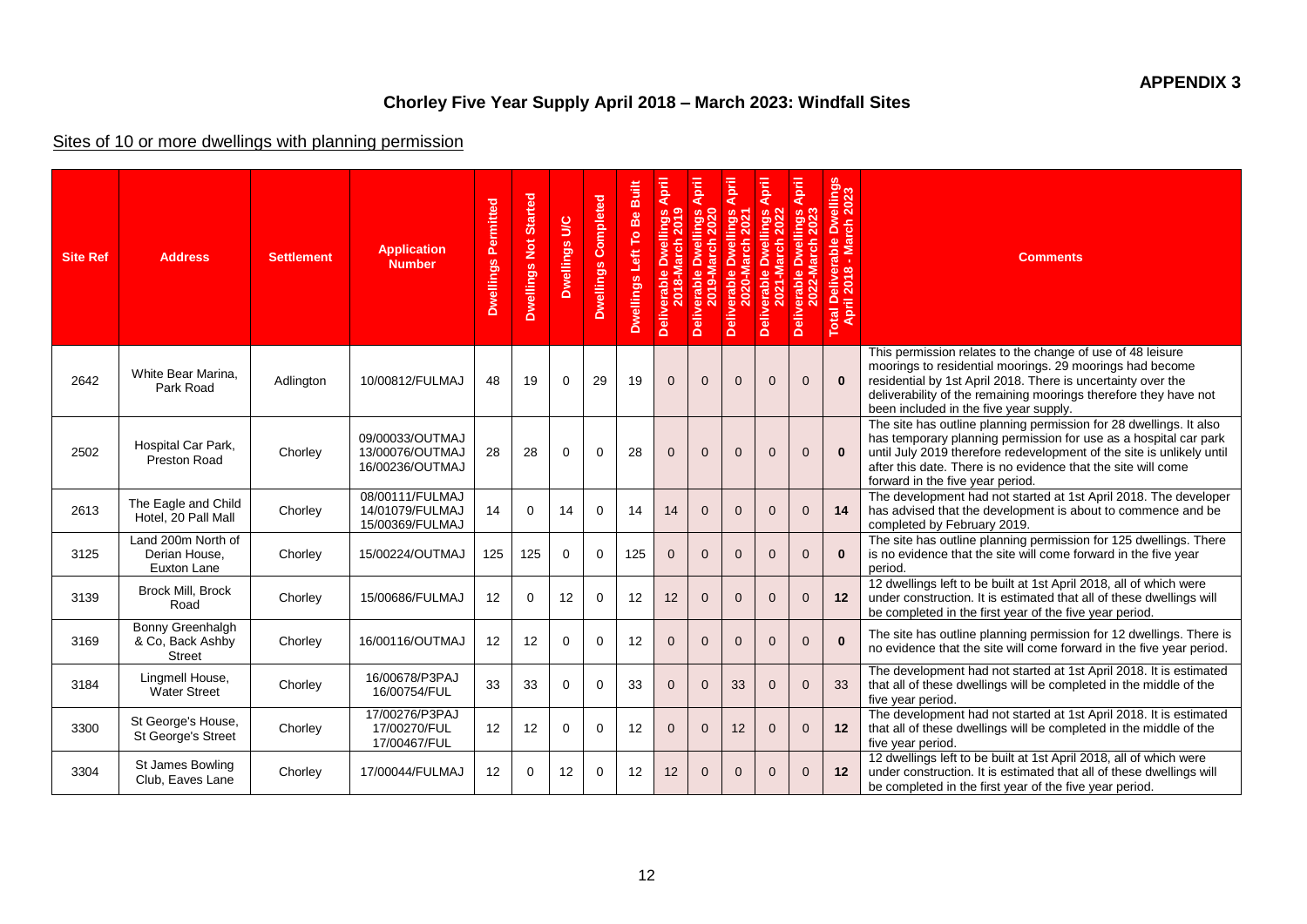**APPENDIX 3**

# Chorley Five Year Supply April 2018 – March 2023: Windfall Sites

## Sites of 10 or more dwellings with planning permission

| Site Ref | Address | Settlement | Application Number | Dwellings Permitted | Dwellings Not Started | Dwellings U/C | Dwellings Completed | Dwellings Left To Be Built | Deliverable Dwellings April 2018-March 2019 | Deliverable Dwellings April 2019-March 2020 | Deliverable Dwellings April 2020-March 2021 | Deliverable Dwellings April 2021-March 2022 | Deliverable Dwellings April 2022-March 2023 | Total Deliverable Dwellings April 2018 - March 2023 | Comments |
|---|---|---|---|---|---|---|---|---|---|---|---|---|---|---|---|
| 2642 | White Bear Marina, Park Road | Adlington | 10/00812/FULMAJ | 48 | 19 | 0 | 29 | 19 | 0 | 0 | 0 | 0 | 0 | **0** | This permission relates to the change of use of 48 leisure moorings to residential moorings. 29 moorings had become residential by 1st April 2018. There is uncertainty over the deliverability of the remaining moorings therefore they have not been included in the five year supply. |
| 2502 | Hospital Car Park, Preston Road | Chorley | 09/00033/OUTMAJ 13/00076/OUTMAJ 16/00236/OUTMAJ | 28 | 28 | 0 | 0 | 28 | 0 | 0 | 0 | 0 | 0 | **0** | The site has outline planning permission for 28 dwellings. It also has temporary planning permission for use as a hospital car park until July 2019 therefore redevelopment of the site is unlikely until after this date. There is no evidence that the site will come forward in the five year period. |
| 2613 | The Eagle and Child Hotel, 20 Pall Mall | Chorley | 08/00111/FULMAJ 14/01079/FULMAJ 15/00369/FULMAJ | 14 | 0 | 14 | 0 | 14 | 14 | 0 | 0 | 0 | 0 | **14** | The development had not started at 1st April 2018. The developer has advised that the development is about to commence and be completed by February 2019. |
| 3125 | Land 200m North of Derian House, Euxton Lane | Chorley | 15/00224/OUTMAJ | 125 | 125 | 0 | 0 | 125 | 0 | 0 | 0 | 0 | 0 | **0** | The site has outline planning permission for 125 dwellings. There is no evidence that the site will come forward in the five year period. |
| 3139 | Brock Mill, Brock Road | Chorley | 15/00686/FULMAJ | 12 | 0 | 12 | 0 | 12 | 12 | 0 | 0 | 0 | 0 | **12** | 12 dwellings left to be built at 1st April 2018, all of which were under construction. It is estimated that all of these dwellings will be completed in the first year of the five year period. |
| 3169 | Bonny Greenhalgh & Co, Back Ashby Street | Chorley | 16/00116/OUTMAJ | 12 | 12 | 0 | 0 | 12 | 0 | 0 | 0 | 0 | 0 | **0** | The site has outline planning permission for 12 dwellings. There is no evidence that the site will come forward in the five year period. |
| 3184 | Lingmell House, Water Street | Chorley | 16/00678/P3PAJ 16/00754/FUL | 33 | 33 | 0 | 0 | 33 | 0 | 0 | 33 | 0 | 0 | 33 | The development had not started at 1st April 2018. It is estimated that all of these dwellings will be completed in the middle of the five year period. |
| 3300 | St George's House, St George's Street | Chorley | 17/00276/P3PAJ 17/00270/FUL 17/00467/FUL | 12 | 12 | 0 | 0 | 12 | 0 | 0 | 12 | 0 | 0 | **12** | The development had not started at 1st April 2018. It is estimated that all of these dwellings will be completed in the middle of the five year period. |
| 3304 | St James Bowling Club, Eaves Lane | Chorley | 17/00044/FULMAJ | 12 | 0 | 12 | 0 | 12 | 12 | 0 | 0 | 0 | 0 | **12** | 12 dwellings left to be built at 1st April 2018, all of which were under construction. It is estimated that all of these dwellings will be completed in the first year of the five year period. |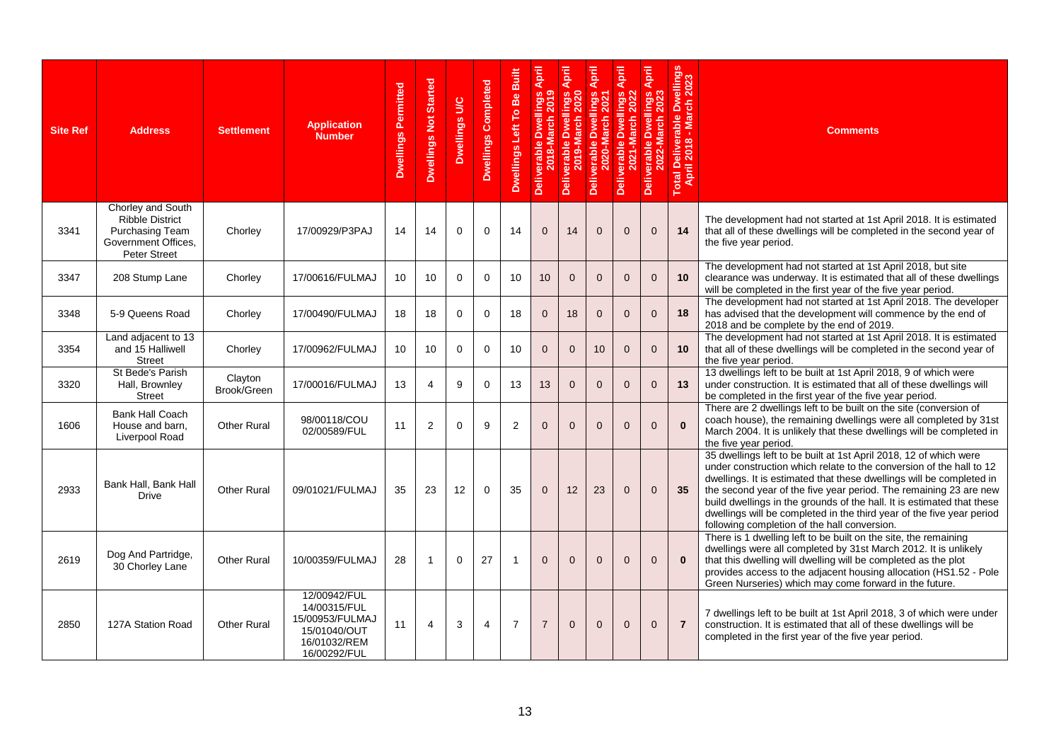| Site Ref | Address | Settlement | Application Number | Dwellings Permitted | Dwellings Not Started | Dwellings U/C | Dwellings Completed | Dwellings Left To Be Built | Deliverable Dwellings April 2018-March 2019 | Deliverable Dwellings April 2019-March 2020 | Deliverable Dwellings April 2020-March 2021 | Deliverable Dwellings April 2021-March 2022 | Deliverable Dwellings April 2022-March 2023 | Total Deliverable Dwellings April 2018 - March 2023 | Comments |
|---|---|---|---|---|---|---|---|---|---|---|---|---|---|---|---|
| 3341 | Chorley and South Ribble District Purchasing Team Government Offices, Peter Street | Chorley | 17/00929/P3PAJ | 14 | 14 | 0 | 0 | 14 | 0 | 14 | 0 | 0 | 0 | **14** | The development had not started at 1st April 2018. It is estimated that all of these dwellings will be completed in the second year of the five year period. |
| 3347 | 208 Stump Lane | Chorley | 17/00616/FULMAJ | 10 | 10 | 0 | 0 | 10 | 10 | 0 | 0 | 0 | 0 | **10** | The development had not started at 1st April 2018, but site clearance was underway. It is estimated that all of these dwellings will be completed in the first year of the five year period. |
| 3348 | 5-9 Queens Road | Chorley | 17/00490/FULMAJ | 18 | 18 | 0 | 0 | 18 | 0 | 18 | 0 | 0 | 0 | **18** | The development had not started at 1st April 2018. The developer has advised that the development will commence by the end of 2018 and be complete by the end of 2019. |
| 3354 | Land adjacent to 13 and 15 Halliwell Street | Chorley | 17/00962/FULMAJ | 10 | 10 | 0 | 0 | 10 | 0 | 0 | 10 | 0 | 0 | **10** | The development had not started at 1st April 2018. It is estimated that all of these dwellings will be completed in the second year of the five year period. |
| 3320 | St Bede's Parish Hall, Brownley Street | Clayton Brook/Green | 17/00016/FULMAJ | 13 | 4 | 9 | 0 | 13 | 13 | 0 | 0 | 0 | 0 | **13** | 13 dwellings left to be built at 1st April 2018, 9 of which were under construction. It is estimated that all of these dwellings will be completed in the first year of the five year period. |
| 1606 | Bank Hall Coach House and barn, Liverpool Road | Other Rural | 98/00118/COU 02/00589/FUL | 11 | 2 | 0 | 9 | 2 | 0 | 0 | 0 | 0 | 0 | **0** | There are 2 dwellings left to be built on the site (conversion of coach house), the remaining dwellings were all completed by 31st March 2004. It is unlikely that these dwellings will be completed in the five year period. |
| 2933 | Bank Hall, Bank Hall Drive | Other Rural | 09/01021/FULMAJ | 35 | 23 | 12 | 0 | 35 | 0 | 12 | 23 | 0 | 0 | **35** | 35 dwellings left to be built at 1st April 2018, 12 of which were under construction which relate to the conversion of the hall to 12 dwellings. It is estimated that these dwellings will be completed in the second year of the five year period. The remaining 23 are new build dwellings in the grounds of the hall. It is estimated that these dwellings will be completed in the third year of the five year period following completion of the hall conversion. |
| 2619 | Dog And Partridge, 30 Chorley Lane | Other Rural | 10/00359/FULMAJ | 28 | 1 | 0 | 27 | 1 | 0 | 0 | 0 | 0 | 0 | **0** | There is 1 dwelling left to be built on the site, the remaining dwellings were all completed by 31st March 2012. It is unlikely that this dwelling will dwelling will be completed as the plot provides access to the adjacent housing allocation (HS1.52 - Pole Green Nurseries) which may come forward in the future. |
| 2850 | 127A Station Road | Other Rural | 12/00942/FUL 14/00315/FUL 15/00953/FULMAJ 15/01040/OUT 16/01032/REM 16/00292/FUL | 11 | 4 | 3 | 4 | 7 | 7 | 0 | 0 | 0 | 0 | **7** | 7 dwellings left to be built at 1st April 2018, 3 of which were under construction. It is estimated that all of these dwellings will be completed in the first year of the five year period. |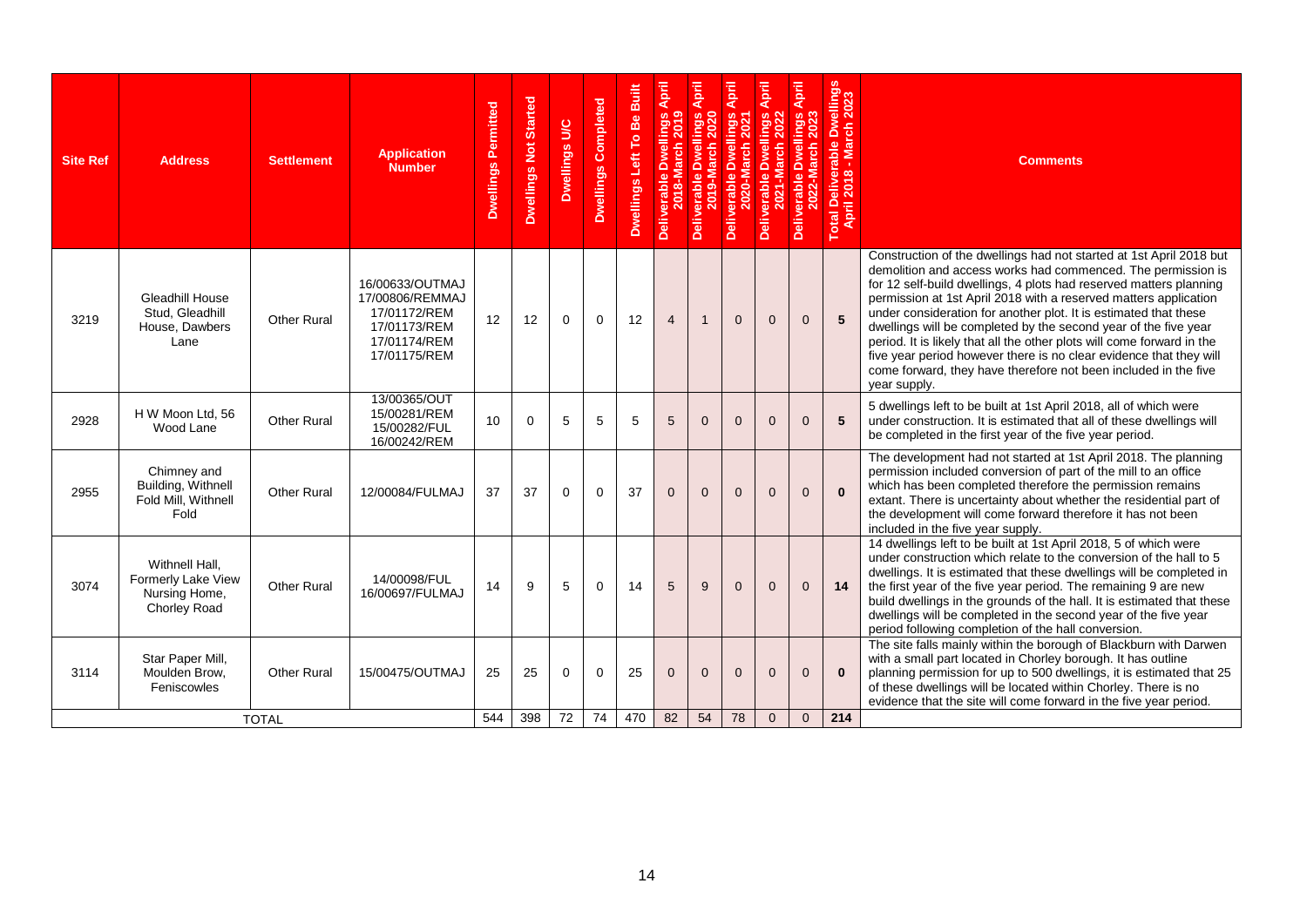| Site Ref | Address | Settlement | Application Number | Dwellings Permitted | Dwellings Not Started | Dwellings U/C | Dwellings Completed | Dwellings Left To Be Built | Deliverable Dwellings April 2018-March 2019 | Deliverable Dwellings April 2019-March 2020 | Deliverable Dwellings April 2020-March 2021 | Deliverable Dwellings April 2021-March 2022 | Deliverable Dwellings April 2022-March 2023 | Total Deliverable Dwellings April 2018 - March 2023 | Comments |
|---|---|---|---|---|---|---|---|---|---|---|---|---|---|---|---|
| 3219 | Gleadhill House Stud, Gleadhill House, Dawbers Lane | Other Rural | 16/00633/OUTMAJ 17/00806/REMMAJ 17/01172/REM 17/01173/REM 17/01174/REM 17/01175/REM | 12 | 12 | 0 | 0 | 12 | 4 | 1 | 0 | 0 | 0 | **5** | Construction of the dwellings had not started at 1st April 2018 but demolition and access works had commenced. The permission is for 12 self-build dwellings, 4 plots had reserved matters planning permission at 1st April 2018 with a reserved matters application under consideration for another plot. It is estimated that these dwellings will be completed by the second year of the five year period. It is likely that all the other plots will come forward in the five year period however there is no clear evidence that they will come forward, they have therefore not been included in the five year supply. |
| 2928 | H W Moon Ltd, 56 Wood Lane | Other Rural | 13/00365/OUT 15/00281/REM 15/00282/FUL 16/00242/REM | 10 | 0 | 5 | 5 | 5 | 5 | 0 | 0 | 0 | 0 | **5** | 5 dwellings left to be built at 1st April 2018, all of which were under construction. It is estimated that all of these dwellings will be completed in the first year of the five year period. |
| 2955 | Chimney and Building, Withnell Fold Mill, Withnell Fold | Other Rural | 12/00084/FULMAJ | 37 | 37 | 0 | 0 | 37 | 0 | 0 | 0 | 0 | 0 | **0** | The development had not started at 1st April 2018. The planning permission included conversion of part of the mill to an office which has been completed therefore the permission remains extant. There is uncertainty about whether the residential part of the development will come forward therefore it has not been included in the five year supply. |
| 3074 | Withnell Hall, Formerly Lake View Nursing Home, Chorley Road | Other Rural | 14/00098/FUL 16/00697/FULMAJ | 14 | 9 | 5 | 0 | 14 | 5 | 9 | 0 | 0 | 0 | **14** | 14 dwellings left to be built at 1st April 2018, 5 of which were under construction which relate to the conversion of the hall to 5 dwellings. It is estimated that these dwellings will be completed in the first year of the five year period. The remaining 9 are new build dwellings in the grounds of the hall. It is estimated that these dwellings will be completed in the second year of the five year period following completion of the hall conversion. |
| 3114 | Star Paper Mill, Moulden Brow, Feniscowles | Other Rural | 15/00475/OUTMAJ | 25 | 25 | 0 | 0 | 25 | 0 | 0 | 0 | 0 | 0 | **0** | The site falls mainly within the borough of Blackburn with Darwen with a small part located in Chorley borough. It has outline planning permission for up to 500 dwellings, it is estimated that 25 of these dwellings will be located within Chorley. There is no evidence that the site will come forward in the five year period. |
| TOTAL | | | | 544 | 398 | 72 | 74 | 470 | 82 | 54 | 78 | 0 | 0 | 214 | |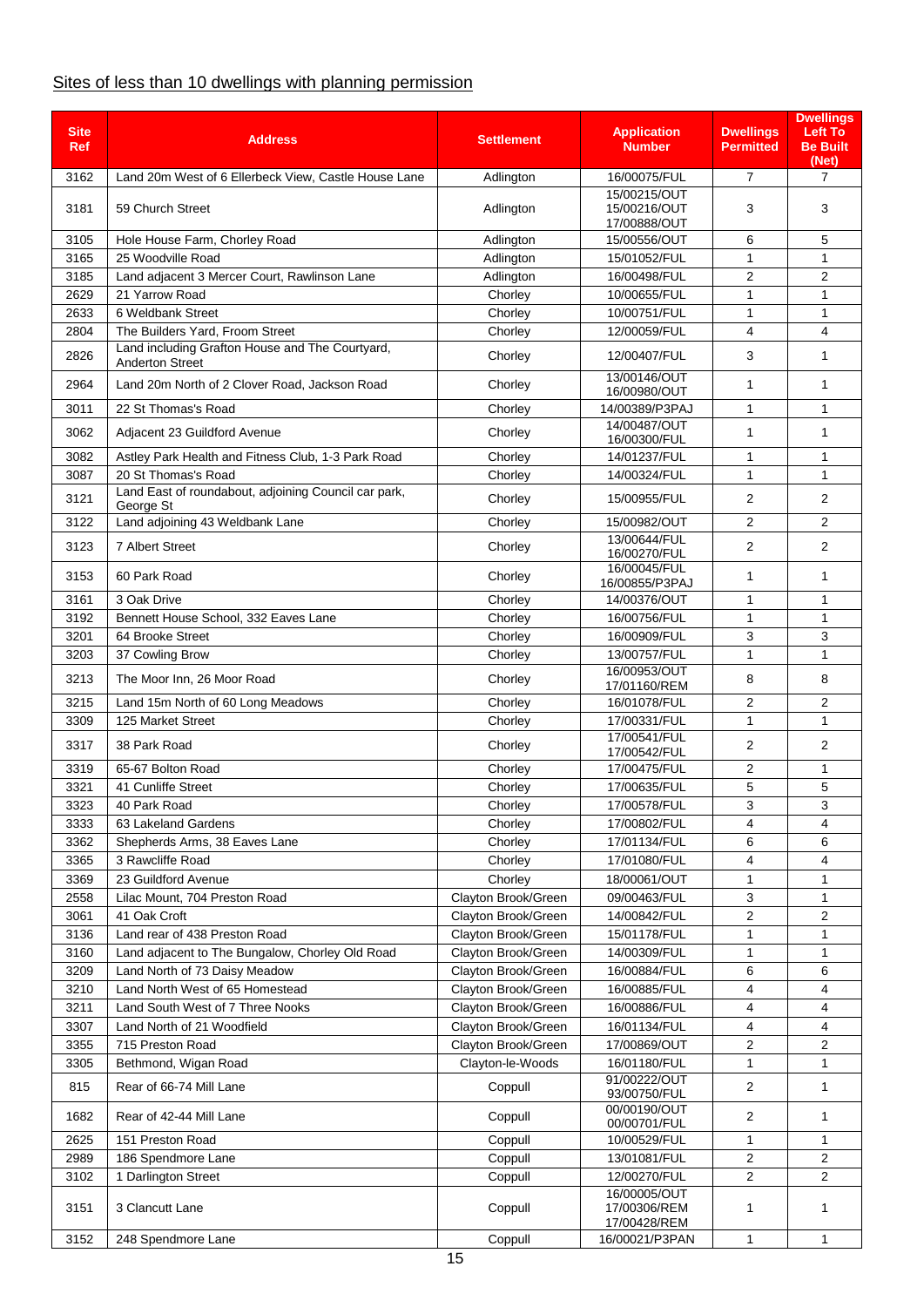## Sites of less than 10 dwellings with planning permission

| Site Ref | Address | Settlement | Application Number | Dwellings Permitted | Dwellings Left To Be Built (Net) |
|---|---|---|---|---|---|
| 3162 | Land 20m West of 6 Ellerbeck View, Castle House Lane | Adlington | 16/00075/FUL | 7 | 7 |
| 3181 | 59 Church Street | Adlington | 15/00215/OUT 15/00216/OUT 17/00888/OUT | 3 | 3 |
| 3105 | Hole House Farm, Chorley Road | Adlington | 15/00556/OUT | 6 | 5 |
| 3165 | 25 Woodville Road | Adlington | 15/01052/FUL | 1 | 1 |
| 3185 | Land adjacent 3 Mercer Court, Rawlinson Lane | Adlington | 16/00498/FUL | 2 | 2 |
| 2629 | 21 Yarrow Road | Chorley | 10/00655/FUL | 1 | 1 |
| 2633 | 6 Weldbank Street | Chorley | 10/00751/FUL | 1 | 1 |
| 2804 | The Builders Yard, Froom Street | Chorley | 12/00059/FUL | 4 | 4 |
| 2826 | Land including Grafton House and The Courtyard, Anderton Street | Chorley | 12/00407/FUL | 3 | 1 |
| 2964 | Land 20m North of 2 Clover Road, Jackson Road | Chorley | 13/00146/OUT 16/00980/OUT | 1 | 1 |
| 3011 | 22 St Thomas's Road | Chorley | 14/00389/P3PAJ | 1 | 1 |
| 3062 | Adjacent 23 Guildford Avenue | Chorley | 14/00487/OUT 16/00300/FUL | 1 | 1 |
| 3082 | Astley Park Health and Fitness Club, 1-3 Park Road | Chorley | 14/01237/FUL | 1 | 1 |
| 3087 | 20 St Thomas's Road | Chorley | 14/00324/FUL | 1 | 1 |
| 3121 | Land East of roundabout, adjoining Council car park, George St | Chorley | 15/00955/FUL | 2 | 2 |
| 3122 | Land adjoining 43 Weldbank Lane | Chorley | 15/00982/OUT | 2 | 2 |
| 3123 | 7 Albert Street | Chorley | 13/00644/FUL 16/00270/FUL | 2 | 2 |
| 3153 | 60 Park Road | Chorley | 16/00045/FUL 16/00855/P3PAJ | 1 | 1 |
| 3161 | 3 Oak Drive | Chorley | 14/00376/OUT | 1 | 1 |
| 3192 | Bennett House School, 332 Eaves Lane | Chorley | 16/00756/FUL | 1 | 1 |
| 3201 | 64 Brooke Street | Chorley | 16/00909/FUL | 3 | 3 |
| 3203 | 37 Cowling Brow | Chorley | 13/00757/FUL | 1 | 1 |
| 3213 | The Moor Inn, 26 Moor Road | Chorley | 16/00953/OUT 17/01160/REM | 8 | 8 |
| 3215 | Land 15m North of 60 Long Meadows | Chorley | 16/01078/FUL | 2 | 2 |
| 3309 | 125 Market Street | Chorley | 17/00331/FUL | 1 | 1 |
| 3317 | 38 Park Road | Chorley | 17/00541/FUL 17/00542/FUL | 2 | 2 |
| 3319 | 65-67 Bolton Road | Chorley | 17/00475/FUL | 2 | 1 |
| 3321 | 41 Cunliffe Street | Chorley | 17/00635/FUL | 5 | 5 |
| 3323 | 40 Park Road | Chorley | 17/00578/FUL | 3 | 3 |
| 3333 | 63 Lakeland Gardens | Chorley | 17/00802/FUL | 4 | 4 |
| 3362 | Shepherds Arms, 38 Eaves Lane | Chorley | 17/01134/FUL | 6 | 6 |
| 3365 | 3 Rawcliffe Road | Chorley | 17/01080/FUL | 4 | 4 |
| 3369 | 23 Guildford Avenue | Chorley | 18/00061/OUT | 1 | 1 |
| 2558 | Lilac Mount, 704 Preston Road | Clayton Brook/Green | 09/00463/FUL | 3 | 1 |
| 3061 | 41 Oak Croft | Clayton Brook/Green | 14/00842/FUL | 2 | 2 |
| 3136 | Land rear of 438 Preston Road | Clayton Brook/Green | 15/01178/FUL | 1 | 1 |
| 3160 | Land adjacent to The Bungalow, Chorley Old Road | Clayton Brook/Green | 14/00309/FUL | 1 | 1 |
| 3209 | Land North of 73 Daisy Meadow | Clayton Brook/Green | 16/00884/FUL | 6 | 6 |
| 3210 | Land North West of 65 Homestead | Clayton Brook/Green | 16/00885/FUL | 4 | 4 |
| 3211 | Land South West of 7 Three Nooks | Clayton Brook/Green | 16/00886/FUL | 4 | 4 |
| 3307 | Land North of 21 Woodfield | Clayton Brook/Green | 16/01134/FUL | 4 | 4 |
| 3355 | 715 Preston Road | Clayton Brook/Green | 17/00869/OUT | 2 | 2 |
| 3305 | Bethmond, Wigan Road | Clayton-le-Woods | 16/01180/FUL | 1 | 1 |
| 815 | Rear of 66-74 Mill Lane | Coppull | 91/00222/OUT 93/00750/FUL | 2 | 1 |
| 1682 | Rear of 42-44 Mill Lane | Coppull | 00/00190/OUT 00/00701/FUL | 2 | 1 |
| 2625 | 151 Preston Road | Coppull | 10/00529/FUL | 1 | 1 |
| 2989 | 186 Spendmore Lane | Coppull | 13/01081/FUL | 2 | 2 |
| 3102 | 1 Darlington Street | Coppull | 12/00270/FUL | 2 | 2 |
| 3151 | 3 Clancutt Lane | Coppull | 16/00005/OUT 17/00306/REM 17/00428/REM | 1 | 1 |
| 3152 | 248 Spendmore Lane | Coppull | 16/00021/P3PAN | 1 | 1 |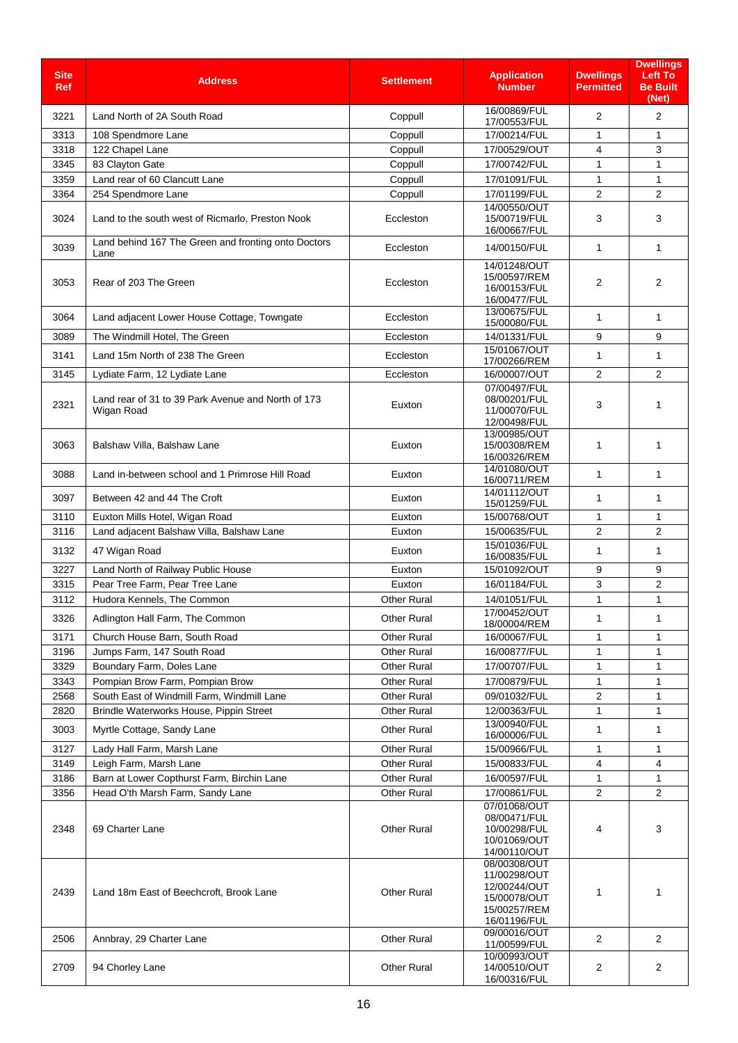| Site Ref | Address | Settlement | Application Number | Dwellings Permitted | Dwellings Left To Be Built (Net) |
|---|---|---|---|---|---|
| 3221 | Land North of 2A South Road | Coppull | 16/00869/FUL 17/00553/FUL | 2 | 2 |
| 3313 | 108 Spendmore Lane | Coppull | 17/00214/FUL | 1 | 1 |
| 3318 | 122 Chapel Lane | Coppull | 17/00529/OUT | 4 | 3 |
| 3345 | 83 Clayton Gate | Coppull | 17/00742/FUL | 1 | 1 |
| 3359 | Land rear of 60 Clancutt Lane | Coppull | 17/01091/FUL | 1 | 1 |
| 3364 | 254 Spendmore Lane | Coppull | 17/01199/FUL | 2 | 2 |
| 3024 | Land to the south west of Ricmarlo, Preston Nook | Eccleston | 14/00550/OUT 15/00719/FUL 16/00667/FUL | 3 | 3 |
| 3039 | Land behind 167 The Green and fronting onto Doctors Lane | Eccleston | 14/00150/FUL | 1 | 1 |
| 3053 | Rear of 203 The Green | Eccleston | 14/01248/OUT 15/00597/REM 16/00153/FUL 16/00477/FUL | 2 | 2 |
| 3064 | Land adjacent Lower House Cottage, Towngate | Eccleston | 13/00675/FUL 15/00080/FUL | 1 | 1 |
| 3089 | The Windmill Hotel, The Green | Eccleston | 14/01331/FUL | 9 | 9 |
| 3141 | Land 15m North of 238 The Green | Eccleston | 15/01067/OUT 17/00266/REM | 1 | 1 |
| 3145 | Lydiate Farm, 12 Lydiate Lane | Eccleston | 16/00007/OUT | 2 | 2 |
| 2321 | Land rear of 31 to 39 Park Avenue and North of 173 Wigan Road | Euxton | 07/00497/FUL 08/00201/FUL 11/00070/FUL 12/00498/FUL | 3 | 1 |
| 3063 | Balshaw Villa, Balshaw Lane | Euxton | 13/00985/OUT 15/00308/REM 16/00326/REM | 1 | 1 |
| 3088 | Land in-between school and 1 Primrose Hill Road | Euxton | 14/01080/OUT 16/00711/REM | 1 | 1 |
| 3097 | Between 42 and 44 The Croft | Euxton | 14/01112/OUT 15/01259/FUL | 1 | 1 |
| 3110 | Euxton Mills Hotel, Wigan Road | Euxton | 15/00768/OUT | 1 | 1 |
| 3116 | Land adjacent Balshaw Villa, Balshaw Lane | Euxton | 15/00635/FUL | 2 | 2 |
| 3132 | 47 Wigan Road | Euxton | 15/01036/FUL 16/00835/FUL | 1 | 1 |
| 3227 | Land North of Railway Public House | Euxton | 15/01092/OUT | 9 | 9 |
| 3315 | Pear Tree Farm, Pear Tree Lane | Euxton | 16/01184/FUL | 3 | 2 |
| 3112 | Hudora Kennels, The Common | Other Rural | 14/01051/FUL | 1 | 1 |
| 3326 | Adlington Hall Farm, The Common | Other Rural | 17/00452/OUT 18/00004/REM | 1 | 1 |
| 3171 | Church House Barn, South Road | Other Rural | 16/00067/FUL | 1 | 1 |
| 3196 | Jumps Farm, 147 South Road | Other Rural | 16/00877/FUL | 1 | 1 |
| 3329 | Boundary Farm, Doles Lane | Other Rural | 17/00707/FUL | 1 | 1 |
| 3343 | Pompian Brow Farm, Pompian Brow | Other Rural | 17/00879/FUL | 1 | 1 |
| 2568 | South East of Windmill Farm, Windmill Lane | Other Rural | 09/01032/FUL | 2 | 1 |
| 2820 | Brindle Waterworks House, Pippin Street | Other Rural | 12/00363/FUL | 1 | 1 |
| 3003 | Myrtle Cottage, Sandy Lane | Other Rural | 13/00940/FUL 16/00006/FUL | 1 | 1 |
| 3127 | Lady Hall Farm, Marsh Lane | Other Rural | 15/00966/FUL | 1 | 1 |
| 3149 | Leigh Farm, Marsh Lane | Other Rural | 15/00833/FUL | 4 | 4 |
| 3186 | Barn at Lower Copthurst Farm, Birchin Lane | Other Rural | 16/00597/FUL | 1 | 1 |
| 3356 | Head O'th Marsh Farm, Sandy Lane | Other Rural | 17/00861/FUL | 2 | 2 |
| 2348 | 69 Charter Lane | Other Rural | 07/01068/OUT 08/00471/FUL 10/00298/FUL 10/01069/OUT 14/00110/OUT | 4 | 3 |
| 2439 | Land 18m East of Beechcroft, Brook Lane | Other Rural | 08/00308/OUT 11/00298/OUT 12/00244/OUT 15/00078/OUT 15/00257/REM 16/01196/FUL | 1 | 1 |
| 2506 | Annbray, 29 Charter Lane | Other Rural | 09/00016/OUT 11/00599/FUL | 2 | 2 |
| 2709 | 94 Chorley Lane | Other Rural | 10/00993/OUT 14/00510/OUT 16/00316/FUL | 2 | 2 |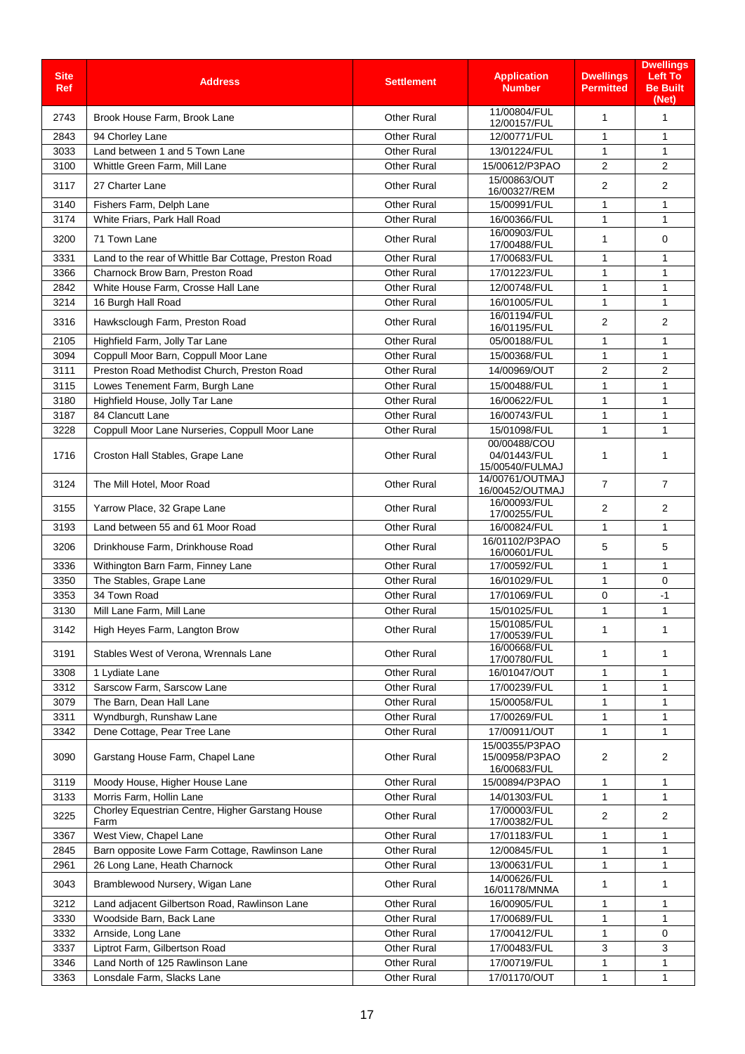| Site Ref | Address | Settlement | Application Number | Dwellings Permitted | Dwellings Left To Be Built (Net) |
|---|---|---|---|---|---|
| 2743 | Brook House Farm, Brook Lane | Other Rural | 11/00804/FUL 12/00157/FUL | 1 | 1 |
| 2843 | 94 Chorley Lane | Other Rural | 12/00771/FUL | 1 | 1 |
| 3033 | Land between 1 and 5 Town Lane | Other Rural | 13/01224/FUL | 1 | 1 |
| 3100 | Whittle Green Farm, Mill Lane | Other Rural | 15/00612/P3PAO | 2 | 2 |
| 3117 | 27 Charter Lane | Other Rural | 15/00863/OUT 16/00327/REM | 2 | 2 |
| 3140 | Fishers Farm, Delph Lane | Other Rural | 15/00991/FUL | 1 | 1 |
| 3174 | White Friars, Park Hall Road | Other Rural | 16/00366/FUL | 1 | 1 |
| 3200 | 71 Town Lane | Other Rural | 16/00903/FUL 17/00488/FUL | 1 | 0 |
| 3331 | Land to the rear of Whittle Bar Cottage, Preston Road | Other Rural | 17/00683/FUL | 1 | 1 |
| 3366 | Charnock Brow Barn, Preston Road | Other Rural | 17/01223/FUL | 1 | 1 |
| 2842 | White House Farm, Crosse Hall Lane | Other Rural | 12/00748/FUL | 1 | 1 |
| 3214 | 16 Burgh Hall Road | Other Rural | 16/01005/FUL | 1 | 1 |
| 3316 | Hawksclough Farm, Preston Road | Other Rural | 16/01194/FUL 16/01195/FUL | 2 | 2 |
| 2105 | Highfield Farm, Jolly Tar Lane | Other Rural | 05/00188/FUL | 1 | 1 |
| 3094 | Coppull Moor Barn, Coppull Moor Lane | Other Rural | 15/00368/FUL | 1 | 1 |
| 3111 | Preston Road Methodist Church, Preston Road | Other Rural | 14/00969/OUT | 2 | 2 |
| 3115 | Lowes Tenement Farm, Burgh Lane | Other Rural | 15/00488/FUL | 1 | 1 |
| 3180 | Highfield House, Jolly Tar Lane | Other Rural | 16/00622/FUL | 1 | 1 |
| 3187 | 84 Clancutt Lane | Other Rural | 16/00743/FUL | 1 | 1 |
| 3228 | Coppull Moor Lane Nurseries, Coppull Moor Lane | Other Rural | 15/01098/FUL | 1 | 1 |
| 1716 | Croston Hall Stables, Grape Lane | Other Rural | 00/00488/COU 04/01443/FUL 15/00540/FULMAJ | 1 | 1 |
| 3124 | The Mill Hotel, Moor Road | Other Rural | 14/00761/OUTMAJ 16/00452/OUTMAJ | 7 | 7 |
| 3155 | Yarrow Place, 32 Grape Lane | Other Rural | 16/00093/FUL 17/00255/FUL | 2 | 2 |
| 3193 | Land between 55 and 61 Moor Road | Other Rural | 16/00824/FUL | 1 | 1 |
| 3206 | Drinkhouse Farm, Drinkhouse Road | Other Rural | 16/01102/P3PAO 16/00601/FUL | 5 | 5 |
| 3336 | Withington Barn Farm, Finney Lane | Other Rural | 17/00592/FUL | 1 | 1 |
| 3350 | The Stables, Grape Lane | Other Rural | 16/01029/FUL | 1 | 0 |
| 3353 | 34 Town Road | Other Rural | 17/01069/FUL | 0 | -1 |
| 3130 | Mill Lane Farm, Mill Lane | Other Rural | 15/01025/FUL | 1 | 1 |
| 3142 | High Heyes Farm, Langton Brow | Other Rural | 15/01085/FUL 17/00539/FUL | 1 | 1 |
| 3191 | Stables West of Verona, Wrennals Lane | Other Rural | 16/00668/FUL 17/00780/FUL | 1 | 1 |
| 3308 | 1 Lydiate Lane | Other Rural | 16/01047/OUT | 1 | 1 |
| 3312 | Sarscow Farm, Sarscow Lane | Other Rural | 17/00239/FUL | 1 | 1 |
| 3079 | The Barn, Dean Hall Lane | Other Rural | 15/00058/FUL | 1 | 1 |
| 3311 | Wyndburgh, Runshaw Lane | Other Rural | 17/00269/FUL | 1 | 1 |
| 3342 | Dene Cottage, Pear Tree Lane | Other Rural | 17/00911/OUT | 1 | 1 |
| 3090 | Garstang House Farm, Chapel Lane | Other Rural | 15/00355/P3PAO 15/00958/P3PAO 16/00683/FUL | 2 | 2 |
| 3119 | Moody House, Higher House Lane | Other Rural | 15/00894/P3PAO | 1 | 1 |
| 3133 | Morris Farm, Hollin Lane | Other Rural | 14/01303/FUL | 1 | 1 |
| 3225 | Chorley Equestrian Centre, Higher Garstang House Farm | Other Rural | 17/00003/FUL 17/00382/FUL | 2 | 2 |
| 3367 | West View, Chapel Lane | Other Rural | 17/01183/FUL | 1 | 1 |
| 2845 | Barn opposite Lowe Farm Cottage, Rawlinson Lane | Other Rural | 12/00845/FUL | 1 | 1 |
| 2961 | 26 Long Lane, Heath Charnock | Other Rural | 13/00631/FUL | 1 | 1 |
| 3043 | Bramblewood Nursery, Wigan Lane | Other Rural | 14/00626/FUL 16/01178/MNMA | 1 | 1 |
| 3212 | Land adjacent Gilbertson Road, Rawlinson Lane | Other Rural | 16/00905/FUL | 1 | 1 |
| 3330 | Woodside Barn, Back Lane | Other Rural | 17/00689/FUL | 1 | 1 |
| 3332 | Arnside, Long Lane | Other Rural | 17/00412/FUL | 1 | 0 |
| 3337 | Liptrot Farm, Gilbertson Road | Other Rural | 17/00483/FUL | 3 | 3 |
| 3346 | Land North of 125 Rawlinson Lane | Other Rural | 17/00719/FUL | 1 | 1 |
| 3363 | Lonsdale Farm, Slacks Lane | Other Rural | 17/01170/OUT | 1 | 1 |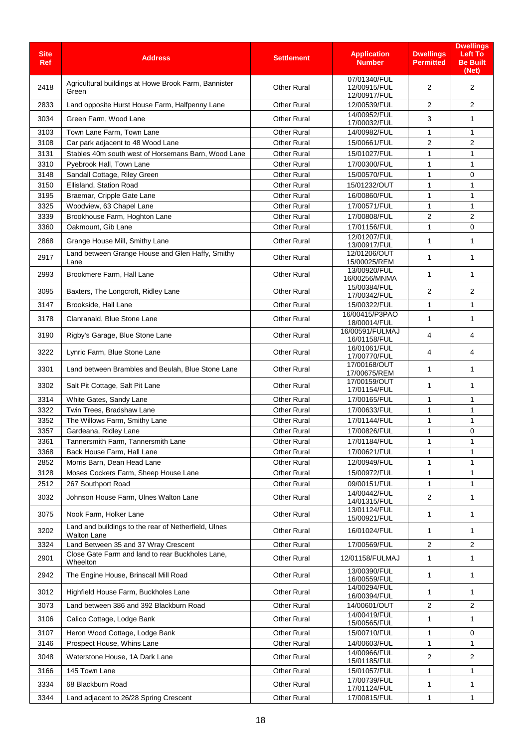| Site Ref | Address | Settlement | Application Number | Dwellings Permitted | Dwellings Left To Be Built (Net) |
|---|---|---|---|---|---|
| 2418 | Agricultural buildings at Howe Brook Farm, Bannister Green | Other Rural | 07/01340/FUL 12/00915/FUL 12/00917/FUL | 2 | 2 |
| 2833 | Land opposite Hurst House Farm, Halfpenny Lane | Other Rural | 12/00539/FUL | 2 | 2 |
| 3034 | Green Farm, Wood Lane | Other Rural | 14/00952/FUL 17/00032/FUL | 3 | 1 |
| 3103 | Town Lane Farm, Town Lane | Other Rural | 14/00982/FUL | 1 | 1 |
| 3108 | Car park adjacent to 48 Wood Lane | Other Rural | 15/00661/FUL | 2 | 2 |
| 3131 | Stables 40m south west of Horsemans Barn, Wood Lane | Other Rural | 15/01027/FUL | 1 | 1 |
| 3310 | Pyebrook Hall, Town Lane | Other Rural | 17/00300/FUL | 1 | 1 |
| 3148 | Sandall Cottage, Riley Green | Other Rural | 15/00570/FUL | 1 | 0 |
| 3150 | Ellisland, Station Road | Other Rural | 15/01232/OUT | 1 | 1 |
| 3195 | Braemar, Cripple Gate Lane | Other Rural | 16/00860/FUL | 1 | 1 |
| 3325 | Woodview, 63 Chapel Lane | Other Rural | 17/00571/FUL | 1 | 1 |
| 3339 | Brookhouse Farm, Hoghton Lane | Other Rural | 17/00808/FUL | 2 | 2 |
| 3360 | Oakmount, Gib Lane | Other Rural | 17/01156/FUL | 1 | 0 |
| 2868 | Grange House Mill, Smithy Lane | Other Rural | 12/01207/FUL 13/00917/FUL | 1 | 1 |
| 2917 | Land between Grange House and Glen Haffy, Smithy Lane | Other Rural | 12/01206/OUT 15/00025/REM | 1 | 1 |
| 2993 | Brookmere Farm, Hall Lane | Other Rural | 13/00920/FUL 16/00256/MNMA | 1 | 1 |
| 3095 | Baxters, The Longcroft, Ridley Lane | Other Rural | 15/00384/FUL 17/00342/FUL | 2 | 2 |
| 3147 | Brookside, Hall Lane | Other Rural | 15/00322/FUL | 1 | 1 |
| 3178 | Clanranald, Blue Stone Lane | Other Rural | 16/00415/P3PAO 18/00014/FUL | 1 | 1 |
| 3190 | Rigby's Garage, Blue Stone Lane | Other Rural | 16/00591/FULMAJ 16/01158/FUL | 4 | 4 |
| 3222 | Lynric Farm, Blue Stone Lane | Other Rural | 16/01061/FUL 17/00770/FUL | 4 | 4 |
| 3301 | Land between Brambles and Beulah, Blue Stone Lane | Other Rural | 17/00168/OUT 17/00675/REM | 1 | 1 |
| 3302 | Salt Pit Cottage, Salt Pit Lane | Other Rural | 17/00159/OUT 17/01154/FUL | 1 | 1 |
| 3314 | White Gates, Sandy Lane | Other Rural | 17/00165/FUL | 1 | 1 |
| 3322 | Twin Trees, Bradshaw Lane | Other Rural | 17/00633/FUL | 1 | 1 |
| 3352 | The Willows Farm, Smithy Lane | Other Rural | 17/01144/FUL | 1 | 1 |
| 3357 | Gardeana, Ridley Lane | Other Rural | 17/00826/FUL | 1 | 0 |
| 3361 | Tannersmith Farm, Tannersmith Lane | Other Rural | 17/01184/FUL | 1 | 1 |
| 3368 | Back House Farm, Hall Lane | Other Rural | 17/00621/FUL | 1 | 1 |
| 2852 | Morris Barn, Dean Head Lane | Other Rural | 12/00949/FUL | 1 | 1 |
| 3128 | Moses Cockers Farm, Sheep House Lane | Other Rural | 15/00972/FUL | 1 | 1 |
| 2512 | 267 Southport Road | Other Rural | 09/00151/FUL | 1 | 1 |
| 3032 | Johnson House Farm, Ulnes Walton Lane | Other Rural | 14/00442/FUL 14/01315/FUL | 2 | 1 |
| 3075 | Nook Farm, Holker Lane | Other Rural | 13/01124/FUL 15/00921/FUL | 1 | 1 |
| 3202 | Land and buildings to the rear of Netherfield, Ulnes Walton Lane | Other Rural | 16/01024/FUL | 1 | 1 |
| 3324 | Land Between 35 and 37 Wray Crescent | Other Rural | 17/00569/FUL | 2 | 2 |
| 2901 | Close Gate Farm and land to rear Buckholes Lane, Wheelton | Other Rural | 12/01158/FULMAJ | 1 | 1 |
| 2942 | The Engine House, Brinscall Mill Road | Other Rural | 13/00390/FUL 16/00559/FUL | 1 | 1 |
| 3012 | Highfield House Farm, Buckholes Lane | Other Rural | 14/00294/FUL 16/00394/FUL | 1 | 1 |
| 3073 | Land between 386 and 392 Blackburn Road | Other Rural | 14/00601/OUT | 2 | 2 |
| 3106 | Calico Cottage, Lodge Bank | Other Rural | 14/00419/FUL 15/00565/FUL | 1 | 1 |
| 3107 | Heron Wood Cottage, Lodge Bank | Other Rural | 15/00710/FUL | 1 | 0 |
| 3146 | Prospect House, Whins Lane | Other Rural | 14/00603/FUL | 1 | 1 |
| 3048 | Waterstone House, 1A Dark Lane | Other Rural | 14/00966/FUL 15/01185/FUL | 2 | 2 |
| 3166 | 145 Town Lane | Other Rural | 15/01057/FUL | 1 | 1 |
| 3334 | 68 Blackburn Road | Other Rural | 17/00739/FUL 17/01124/FUL | 1 | 1 |
| 3344 | Land adjacent to 26/28 Spring Crescent | Other Rural | 17/00815/FUL | 1 | 1 |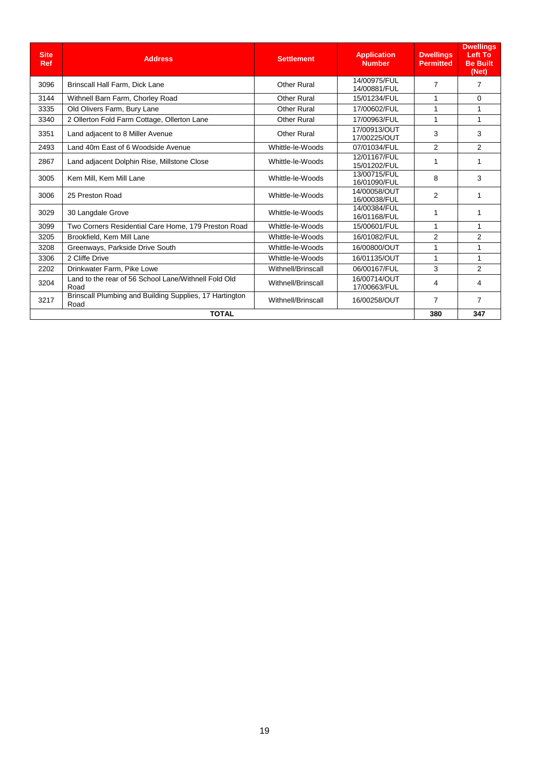| Site Ref | Address | Settlement | Application Number | Dwellings Permitted | Dwellings Left To Be Built (Net) |
|---|---|---|---|---|---|
| 3096 | Brinscall Hall Farm, Dick Lane | Other Rural | 14/00975/FUL 14/00881/FUL | 7 | 7 |
| 3144 | Withnell Barn Farm, Chorley Road | Other Rural | 15/01234/FUL | 1 | 0 |
| 3335 | Old Olivers Farm, Bury Lane | Other Rural | 17/00602/FUL | 1 | 1 |
| 3340 | 2 Ollerton Fold Farm Cottage, Ollerton Lane | Other Rural | 17/00963/FUL | 1 | 1 |
| 3351 | Land adjacent to 8 Miller Avenue | Other Rural | 17/00913/OUT 17/00225/OUT | 3 | 3 |
| 2493 | Land 40m East of 6 Woodside Avenue | Whittle-le-Woods | 07/01034/FUL | 2 | 2 |
| 2867 | Land adjacent Dolphin Rise, Millstone Close | Whittle-le-Woods | 12/01167/FUL 15/01202/FUL | 1 | 1 |
| 3005 | Kem Mill, Kem Mill Lane | Whittle-le-Woods | 13/00715/FUL 16/01090/FUL | 8 | 3 |
| 3006 | 25 Preston Road | Whittle-le-Woods | 14/00058/OUT 16/00038/FUL | 2 | 1 |
| 3029 | 30 Langdale Grove | Whittle-le-Woods | 14/00384/FUL 16/01168/FUL | 1 | 1 |
| 3099 | Two Corners Residential Care Home, 179 Preston Road | Whittle-le-Woods | 15/00601/FUL | 1 | 1 |
| 3205 | Brookfield, Kem Mill Lane | Whittle-le-Woods | 16/01082/FUL | 2 | 2 |
| 3208 | Greenways, Parkside Drive South | Whittle-le-Woods | 16/00800/OUT | 1 | 1 |
| 3306 | 2 Cliffe Drive | Whittle-le-Woods | 16/01135/OUT | 1 | 1 |
| 2202 | Drinkwater Farm, Pike Lowe | Withnell/Brinscall | 06/00167/FUL | 3 | 2 |
| 3204 | Land to the rear of 56 School Lane/Withnell Fold Old Road | Withnell/Brinscall | 16/00714/OUT 17/00663/FUL | 4 | 4 |
| 3217 | Brinscall Plumbing and Building Supplies, 17 Hartington Road | Withnell/Brinscall | 16/00258/OUT | 7 | 7 |
| **TOTAL** | | | | **380** | **347** |